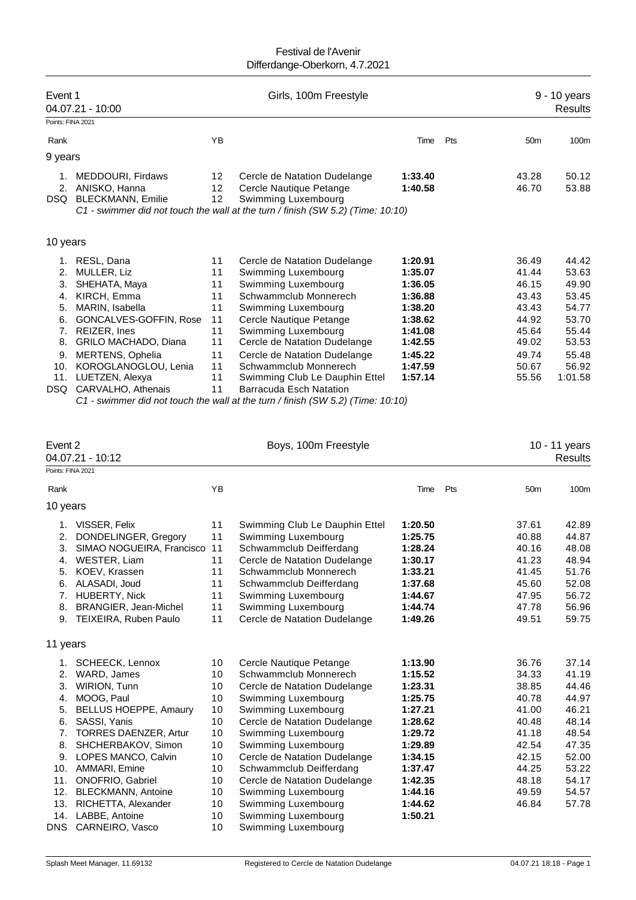# Festival de l'Avenir
Differdange-Oberkorn, 4.7.2021

## Event 1 — Girls, 100m Freestyle — 9 - 10 years
04.07.21 - 10:00 — Results

Points: FINA 2021

### 9 years

| Rank | | YB | | Time | Pts | 50m | 100m |
|---|---|---|---|---|---|---|---|
| 1. | MEDDOURI, Firdaws | 12 | Cercle de Natation Dudelange | **1:33.40** | | 43.28 | 50.12 |
| 2. | ANISKO, Hanna | 12 | Cercle Nautique Petange | **1:40.58** | | 46.70 | 53.88 |
| DSQ | BLECKMANN, Emilie | 12 | Swimming Luxembourg | | | | |

*C1 - swimmer did not touch the wall at the turn / finish (SW 5.2) (Time: 10:10)*

### 10 years

| Rank | | YB | | Time | Pts | 50m | 100m |
|---|---|---|---|---|---|---|---|
| 1. | RESL, Dana | 11 | Cercle de Natation Dudelange | **1:20.91** | | 36.49 | 44.42 |
| 2. | MULLER, Liz | 11 | Swimming Luxembourg | **1:35.07** | | 41.44 | 53.63 |
| 3. | SHEHATA, Maya | 11 | Swimming Luxembourg | **1:36.05** | | 46.15 | 49.90 |
| 4. | KIRCH, Emma | 11 | Schwammclub Monnerech | **1:36.88** | | 43.43 | 53.45 |
| 5. | MARIN, Isabella | 11 | Swimming Luxembourg | **1:38.20** | | 43.43 | 54.77 |
| 6. | GONCALVES-GOFFIN, Rose | 11 | Cercle Nautique Petange | **1:38.62** | | 44.92 | 53.70 |
| 7. | REIZER, Ines | 11 | Swimming Luxembourg | **1:41.08** | | 45.64 | 55.44 |
| 8. | GRILO MACHADO, Diana | 11 | Cercle de Natation Dudelange | **1:42.55** | | 49.02 | 53.53 |
| 9. | MERTENS, Ophelia | 11 | Cercle de Natation Dudelange | **1:45.22** | | 49.74 | 55.48 |
| 10. | KOROGLANOGLOU, Lenia | 11 | Schwammclub Monnerech | **1:47.59** | | 50.67 | 56.92 |
| 11. | LUETZEN, Alexya | 11 | Swimming Club Le Dauphin Ettel | **1:57.14** | | 55.56 | 1:01.58 |
| DSQ | CARVALHO, Athenais | 11 | Barracuda Esch Natation | | | | |

*C1 - swimmer did not touch the wall at the turn / finish (SW 5.2) (Time: 10:10)*

## Event 2 — Boys, 100m Freestyle — 10 - 11 years
04.07.21 - 10:12 — Results

Points: FINA 2021

### 10 years

| Rank | | YB | | Time | Pts | 50m | 100m |
|---|---|---|---|---|---|---|---|
| 1. | VISSER, Felix | 11 | Swimming Club Le Dauphin Ettel | **1:20.50** | | 37.61 | 42.89 |
| 2. | DONDELINGER, Gregory | 11 | Swimming Luxembourg | **1:25.75** | | 40.88 | 44.87 |
| 3. | SIMAO NOGUEIRA, Francisco | 11 | Schwammclub Deifferdang | **1:28.24** | | 40.16 | 48.08 |
| 4. | WESTER, Liam | 11 | Cercle de Natation Dudelange | **1:30.17** | | 41.23 | 48.94 |
| 5. | KOEV, Krassen | 11 | Schwammclub Monnerech | **1:33.21** | | 41.45 | 51.76 |
| 6. | ALASADI, Joud | 11 | Schwammclub Deifferdang | **1:37.68** | | 45.60 | 52.08 |
| 7. | HUBERTY, Nick | 11 | Swimming Luxembourg | **1:44.67** | | 47.95 | 56.72 |
| 8. | BRANGIER, Jean-Michel | 11 | Swimming Luxembourg | **1:44.74** | | 47.78 | 56.96 |
| 9. | TEIXEIRA, Ruben Paulo | 11 | Cercle de Natation Dudelange | **1:49.26** | | 49.51 | 59.75 |

### 11 years

| Rank | | YB | | Time | Pts | 50m | 100m |
|---|---|---|---|---|---|---|---|
| 1. | SCHEECK, Lennox | 10 | Cercle Nautique Petange | **1:13.90** | | 36.76 | 37.14 |
| 2. | WARD, James | 10 | Schwammclub Monnerech | **1:15.52** | | 34.33 | 41.19 |
| 3. | WIRION, Tunn | 10 | Cercle de Natation Dudelange | **1:23.31** | | 38.85 | 44.46 |
| 4. | MOOG, Paul | 10 | Swimming Luxembourg | **1:25.75** | | 40.78 | 44.97 |
| 5. | BELLUS HOEPPE, Amaury | 10 | Swimming Luxembourg | **1:27.21** | | 41.00 | 46.21 |
| 6. | SASSI, Yanis | 10 | Cercle de Natation Dudelange | **1:28.62** | | 40.48 | 48.14 |
| 7. | TORRES DAENZER, Artur | 10 | Swimming Luxembourg | **1:29.72** | | 41.18 | 48.54 |
| 8. | SHCHERBAKOV, Simon | 10 | Swimming Luxembourg | **1:29.89** | | 42.54 | 47.35 |
| 9. | LOPES MANCO, Calvin | 10 | Cercle de Natation Dudelange | **1:34.15** | | 42.15 | 52.00 |
| 10. | AMMARI, Emine | 10 | Schwammclub Deifferdang | **1:37.47** | | 44.25 | 53.22 |
| 11. | ONOFRIO, Gabriel | 10 | Cercle de Natation Dudelange | **1:42.35** | | 48.18 | 54.17 |
| 12. | BLECKMANN, Antoine | 10 | Swimming Luxembourg | **1:44.16** | | 49.59 | 54.57 |
| 13. | RICHETTA, Alexander | 10 | Swimming Luxembourg | **1:44.62** | | 46.84 | 57.78 |
| 14. | LABBE, Antoine | 10 | Swimming Luxembourg | **1:50.21** | | | |
| DNS | CARNEIRO, Vasco | 10 | Swimming Luxembourg | | | | |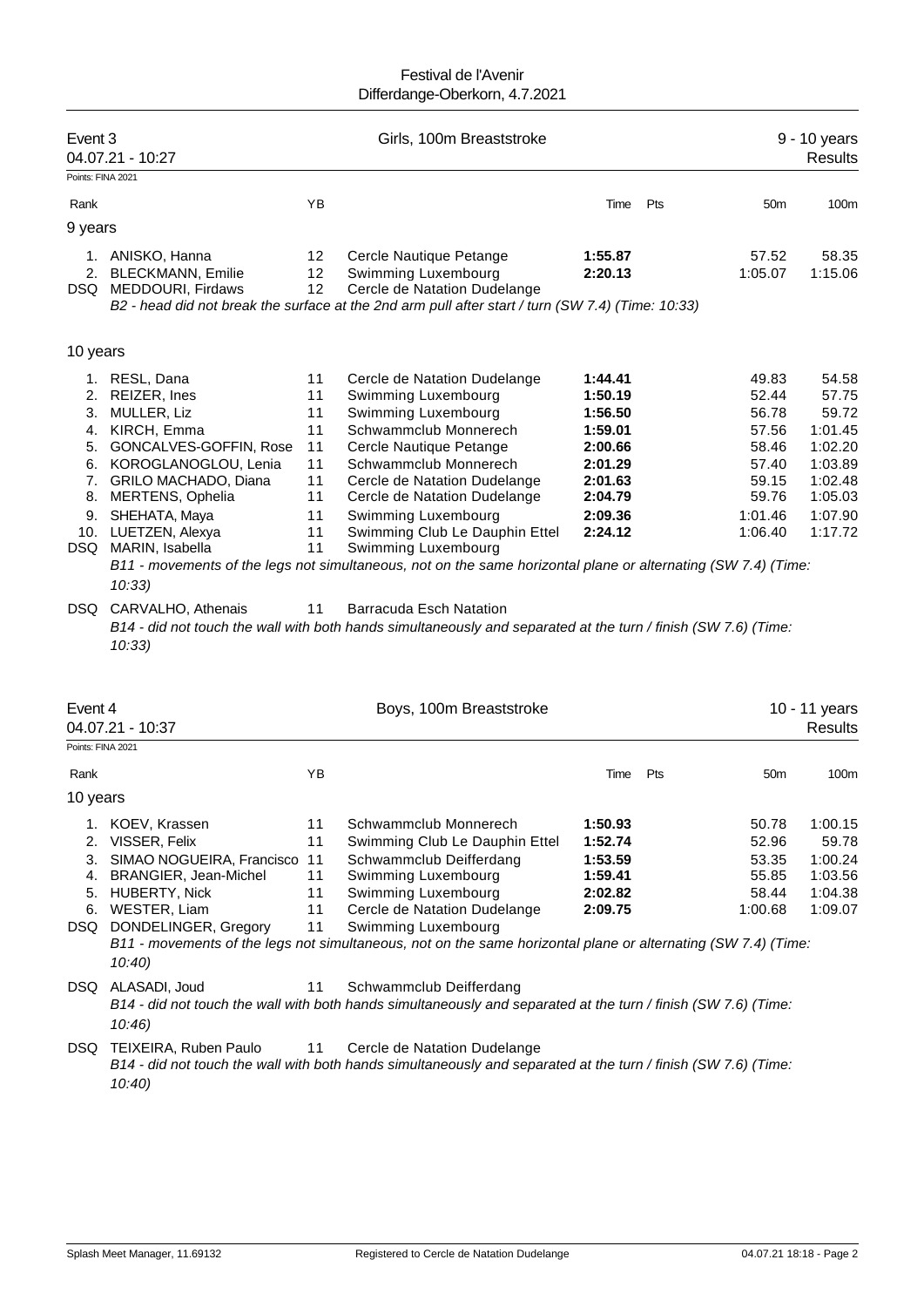Festival de l'Avenir
Differdange-Oberkorn, 4.7.2021

## Event 3 — Girls, 100m Breaststroke — 9 - 10 years

04.07.21 - 10:27 — Results

Points: FINA 2021

| Rank | | YB | | Time | Pts | 50m | 100m |
|---|---|---|---|---|---|---|---|
| **9 years** | | | | | | | |
| 1. | ANISKO, Hanna | 12 | Cercle Nautique Petange | **1:55.87** | | 57.52 | 58.35 |
| 2. | BLECKMANN, Emilie | 12 | Swimming Luxembourg | **2:20.13** | | 1:05.07 | 1:15.06 |
| DSQ | MEDDOURI, Firdaws | 12 | Cercle de Natation Dudelange | | | | |

*B2 - head did not break the surface at the 2nd arm pull after start / turn (SW 7.4) (Time: 10:33)*

| Rank | | YB | | Time | Pts | 50m | 100m |
|---|---|---|---|---|---|---|---|
| **10 years** | | | | | | | |
| 1. | RESL, Dana | 11 | Cercle de Natation Dudelange | **1:44.41** | | 49.83 | 54.58 |
| 2. | REIZER, Ines | 11 | Swimming Luxembourg | **1:50.19** | | 52.44 | 57.75 |
| 3. | MULLER, Liz | 11 | Swimming Luxembourg | **1:56.50** | | 56.78 | 59.72 |
| 4. | KIRCH, Emma | 11 | Schwammclub Monnerech | **1:59.01** | | 57.56 | 1:01.45 |
| 5. | GONCALVES-GOFFIN, Rose | 11 | Cercle Nautique Petange | **2:00.66** | | 58.46 | 1:02.20 |
| 6. | KOROGLANOGLOU, Lenia | 11 | Schwammclub Monnerech | **2:01.29** | | 57.40 | 1:03.89 |
| 7. | GRILO MACHADO, Diana | 11 | Cercle de Natation Dudelange | **2:01.63** | | 59.15 | 1:02.48 |
| 8. | MERTENS, Ophelia | 11 | Cercle de Natation Dudelange | **2:04.79** | | 59.76 | 1:05.03 |
| 9. | SHEHATA, Maya | 11 | Swimming Luxembourg | **2:09.36** | | 1:01.46 | 1:07.90 |
| 10. | LUETZEN, Alexya | 11 | Swimming Club Le Dauphin Ettel | **2:24.12** | | 1:06.40 | 1:17.72 |
| DSQ | MARIN, Isabella | 11 | Swimming Luxembourg | | | | |

*B11 - movements of the legs not simultaneous, not on the same horizontal plane or alternating (SW 7.4) (Time: 10:33)*

| Rank | | YB | | Time | Pts | 50m | 100m |
|---|---|---|---|---|---|---|---|
| DSQ | CARVALHO, Athenais | 11 | Barracuda Esch Natation | | | | |

*B14 - did not touch the wall with both hands simultaneously and separated at the turn / finish (SW 7.6) (Time: 10:33)*

## Event 4 — Boys, 100m Breaststroke — 10 - 11 years

04.07.21 - 10:37 — Results

Points: FINA 2021

| Rank | | YB | | Time | Pts | 50m | 100m |
|---|---|---|---|---|---|---|---|
| **10 years** | | | | | | | |
| 1. | KOEV, Krassen | 11 | Schwammclub Monnerech | **1:50.93** | | 50.78 | 1:00.15 |
| 2. | VISSER, Felix | 11 | Swimming Club Le Dauphin Ettel | **1:52.74** | | 52.96 | 59.78 |
| 3. | SIMAO NOGUEIRA, Francisco | 11 | Schwammclub Deifferdang | **1:53.59** | | 53.35 | 1:00.24 |
| 4. | BRANGIER, Jean-Michel | 11 | Swimming Luxembourg | **1:59.41** | | 55.85 | 1:03.56 |
| 5. | HUBERTY, Nick | 11 | Swimming Luxembourg | **2:02.82** | | 58.44 | 1:04.38 |
| 6. | WESTER, Liam | 11 | Cercle de Natation Dudelange | **2:09.75** | | 1:00.68 | 1:09.07 |
| DSQ | DONDELINGER, Gregory | 11 | Swimming Luxembourg | | | | |

*B11 - movements of the legs not simultaneous, not on the same horizontal plane or alternating (SW 7.4) (Time: 10:40)*

| Rank | | YB | | Time | Pts | 50m | 100m |
|---|---|---|---|---|---|---|---|
| DSQ | ALASADI, Joud | 11 | Schwammclub Deifferdang | | | | |

*B14 - did not touch the wall with both hands simultaneously and separated at the turn / finish (SW 7.6) (Time: 10:46)*

| Rank | | YB | | Time | Pts | 50m | 100m |
|---|---|---|---|---|---|---|---|
| DSQ | TEIXEIRA, Ruben Paulo | 11 | Cercle de Natation Dudelange | | | | |

*B14 - did not touch the wall with both hands simultaneously and separated at the turn / finish (SW 7.6) (Time: 10:40)*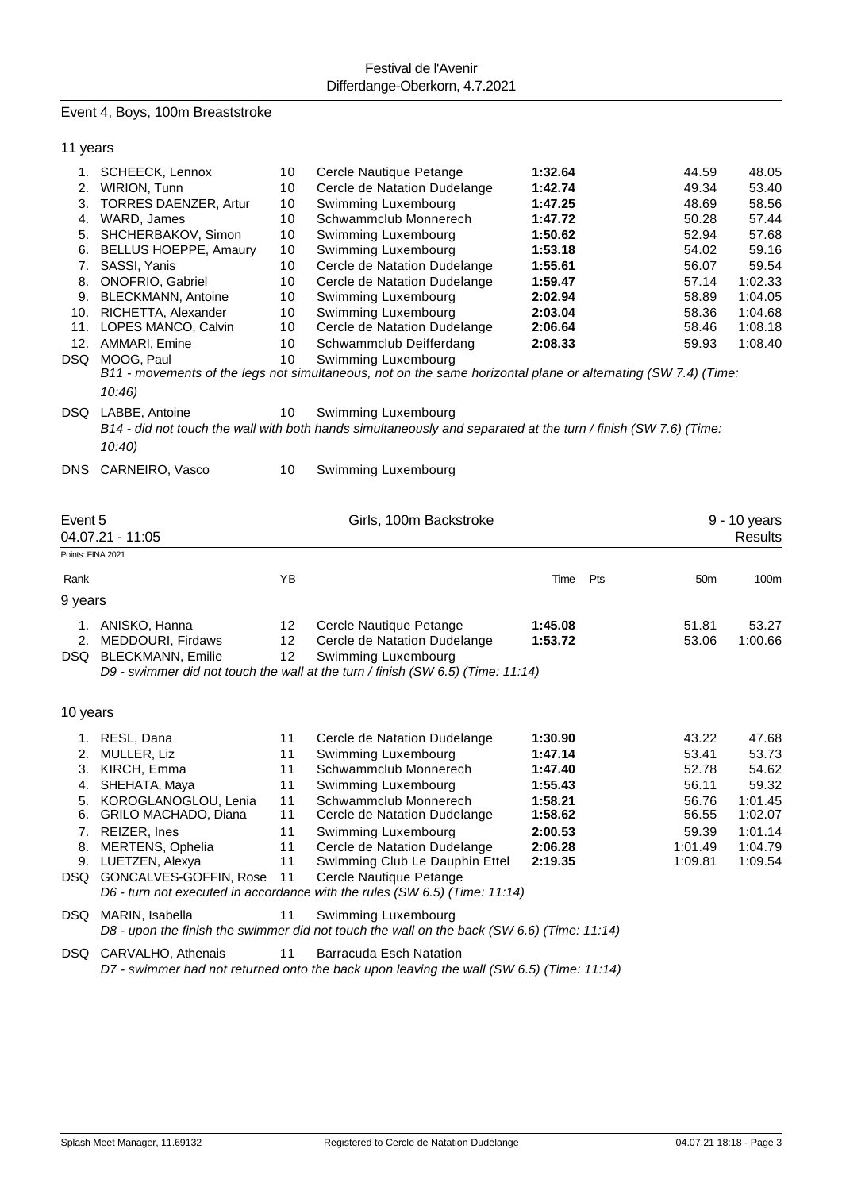## Event 4, Boys, 100m Breaststroke

### 11 years

| Rank | Name | YB | Club | Time | Pts | 50m | 100m |
|---|---|---|---|---|---|---|---|
| 1. | SCHEECK, Lennox | 10 | Cercle Nautique Petange | **1:32.64** | | 44.59 | 48.05 |
| 2. | WIRION, Tunn | 10 | Cercle de Natation Dudelange | **1:42.74** | | 49.34 | 53.40 |
| 3. | TORRES DAENZER, Artur | 10 | Swimming Luxembourg | **1:47.25** | | 48.69 | 58.56 |
| 4. | WARD, James | 10 | Schwammclub Monnerech | **1:47.72** | | 50.28 | 57.44 |
| 5. | SHCHERBAKOV, Simon | 10 | Swimming Luxembourg | **1:50.62** | | 52.94 | 57.68 |
| 6. | BELLUS HOEPPE, Amaury | 10 | Swimming Luxembourg | **1:53.18** | | 54.02 | 59.16 |
| 7. | SASSI, Yanis | 10 | Cercle de Natation Dudelange | **1:55.61** | | 56.07 | 59.54 |
| 8. | ONOFRIO, Gabriel | 10 | Cercle de Natation Dudelange | **1:59.47** | | 57.14 | 1:02.33 |
| 9. | BLECKMANN, Antoine | 10 | Swimming Luxembourg | **2:02.94** | | 58.89 | 1:04.05 |
| 10. | RICHETTA, Alexander | 10 | Swimming Luxembourg | **2:03.04** | | 58.36 | 1:04.68 |
| 11. | LOPES MANCO, Calvin | 10 | Cercle de Natation Dudelange | **2:06.64** | | 58.46 | 1:08.18 |
| 12. | AMMARI, Emine | 10 | Schwammclub Deifferdang | **2:08.33** | | 59.93 | 1:08.40 |
| DSQ | MOOG, Paul | 10 | Swimming Luxembourg | | | | |

*B11 - movements of the legs not simultaneous, not on the same horizontal plane or alternating (SW 7.4) (Time: 10:46)*

| Rank | Name | YB | Club |
|---|---|---|---|
| DSQ | LABBE, Antoine | 10 | Swimming Luxembourg |

*B14 - did not touch the wall with both hands simultaneously and separated at the turn / finish (SW 7.6) (Time: 10:40)*

| Rank | Name | YB | Club |
|---|---|---|---|
| DNS | CARNEIRO, Vasco | 10 | Swimming Luxembourg |

## Event 5 — Girls, 100m Backstroke — 9 - 10 years — Results

04.07.21 - 11:05

Points: FINA 2021

### 9 years

| Rank | Name | YB | Club | Time | Pts | 50m | 100m |
|---|---|---|---|---|---|---|---|
| 1. | ANISKO, Hanna | 12 | Cercle Nautique Petange | **1:45.08** | | 51.81 | 53.27 |
| 2. | MEDDOURI, Firdaws | 12 | Cercle de Natation Dudelange | **1:53.72** | | 53.06 | 1:00.66 |
| DSQ | BLECKMANN, Emilie | 12 | Swimming Luxembourg | | | | |

*D9 - swimmer did not touch the wall at the turn / finish (SW 6.5) (Time: 11:14)*

### 10 years

| Rank | Name | YB | Club | Time | Pts | 50m | 100m |
|---|---|---|---|---|---|---|---|
| 1. | RESL, Dana | 11 | Cercle de Natation Dudelange | **1:30.90** | | 43.22 | 47.68 |
| 2. | MULLER, Liz | 11 | Swimming Luxembourg | **1:47.14** | | 53.41 | 53.73 |
| 3. | KIRCH, Emma | 11 | Schwammclub Monnerech | **1:47.40** | | 52.78 | 54.62 |
| 4. | SHEHATA, Maya | 11 | Swimming Luxembourg | **1:55.43** | | 56.11 | 59.32 |
| 5. | KOROGLANOGLOU, Lenia | 11 | Schwammclub Monnerech | **1:58.21** | | 56.76 | 1:01.45 |
| 6. | GRILO MACHADO, Diana | 11 | Cercle de Natation Dudelange | **1:58.62** | | 56.55 | 1:02.07 |
| 7. | REIZER, Ines | 11 | Swimming Luxembourg | **2:00.53** | | 59.39 | 1:01.14 |
| 8. | MERTENS, Ophelia | 11 | Cercle de Natation Dudelange | **2:06.28** | | 1:01.49 | 1:04.79 |
| 9. | LUETZEN, Alexya | 11 | Swimming Club Le Dauphin Ettel | **2:19.35** | | 1:09.81 | 1:09.54 |
| DSQ | GONCALVES-GOFFIN, Rose | 11 | Cercle Nautique Petange | | | | |

*D6 - turn not executed in accordance with the rules (SW 6.5) (Time: 11:14)*

| Rank | Name | YB | Club |
|---|---|---|---|
| DSQ | MARIN, Isabella | 11 | Swimming Luxembourg |

*D8 - upon the finish the swimmer did not touch the wall on the back (SW 6.6) (Time: 11:14)*

| Rank | Name | YB | Club |
|---|---|---|---|
| DSQ | CARVALHO, Athenais | 11 | Barracuda Esch Natation |

*D7 - swimmer had not returned onto the back upon leaving the wall (SW 6.5) (Time: 11:14)*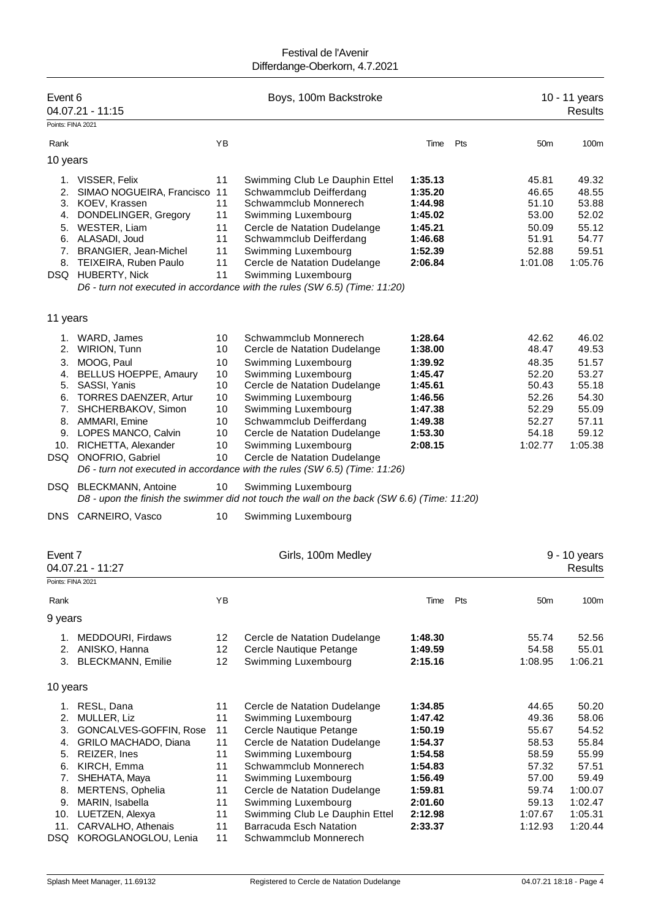Festival de l'Avenir
Differdange-Oberkorn, 4.7.2021

## Event 6 — Boys, 100m Backstroke — 10 - 11 years

04.07.21 - 11:15 — Results

Points: FINA 2021

### 10 years

| Rank | | YB | | Time | Pts | 50m | 100m |
|---|---|---|---|---|---|---|---|
| 1. | VISSER, Felix | 11 | Swimming Club Le Dauphin Ettel | **1:35.13** | | 45.81 | 49.32 |
| 2. | SIMAO NOGUEIRA, Francisco | 11 | Schwammclub Deifferdang | **1:35.20** | | 46.65 | 48.55 |
| 3. | KOEV, Krassen | 11 | Schwammclub Monnerech | **1:44.98** | | 51.10 | 53.88 |
| 4. | DONDELINGER, Gregory | 11 | Swimming Luxembourg | **1:45.02** | | 53.00 | 52.02 |
| 5. | WESTER, Liam | 11 | Cercle de Natation Dudelange | **1:45.21** | | 50.09 | 55.12 |
| 6. | ALASADI, Joud | 11 | Schwammclub Deifferdang | **1:46.68** | | 51.91 | 54.77 |
| 7. | BRANGIER, Jean-Michel | 11 | Swimming Luxembourg | **1:52.39** | | 52.88 | 59.51 |
| 8. | TEIXEIRA, Ruben Paulo | 11 | Cercle de Natation Dudelange | **2:06.84** | | 1:01.08 | 1:05.76 |
| DSQ | HUBERTY, Nick | 11 | Swimming Luxembourg | | | | |

*D6 - turn not executed in accordance with the rules (SW 6.5) (Time: 11:20)*

### 11 years

| Rank | | YB | | Time | Pts | 50m | 100m |
|---|---|---|---|---|---|---|---|
| 1. | WARD, James | 10 | Schwammclub Monnerech | **1:28.64** | | 42.62 | 46.02 |
| 2. | WIRION, Tunn | 10 | Cercle de Natation Dudelange | **1:38.00** | | 48.47 | 49.53 |
| 3. | MOOG, Paul | 10 | Swimming Luxembourg | **1:39.92** | | 48.35 | 51.57 |
| 4. | BELLUS HOEPPE, Amaury | 10 | Swimming Luxembourg | **1:45.47** | | 52.20 | 53.27 |
| 5. | SASSI, Yanis | 10 | Cercle de Natation Dudelange | **1:45.61** | | 50.43 | 55.18 |
| 6. | TORRES DAENZER, Artur | 10 | Swimming Luxembourg | **1:46.56** | | 52.26 | 54.30 |
| 7. | SHCHERBAKOV, Simon | 10 | Swimming Luxembourg | **1:47.38** | | 52.29 | 55.09 |
| 8. | AMMARI, Emine | 10 | Schwammclub Deifferdang | **1:49.38** | | 52.27 | 57.11 |
| 9. | LOPES MANCO, Calvin | 10 | Cercle de Natation Dudelange | **1:53.30** | | 54.18 | 59.12 |
| 10. | RICHETTA, Alexander | 10 | Swimming Luxembourg | **2:08.15** | | 1:02.77 | 1:05.38 |
| DSQ | ONOFRIO, Gabriel | 10 | Cercle de Natation Dudelange | | | | |

*D6 - turn not executed in accordance with the rules (SW 6.5) (Time: 11:26)*

| Rank | | YB | | Time | Pts | 50m | 100m |
|---|---|---|---|---|---|---|---|
| DSQ | BLECKMANN, Antoine | 10 | Swimming Luxembourg | | | | |

*D8 - upon the finish the swimmer did not touch the wall on the back (SW 6.6) (Time: 11:20)*

| Rank | | YB | | Time | Pts | 50m | 100m |
|---|---|---|---|---|---|---|---|
| DNS | CARNEIRO, Vasco | 10 | Swimming Luxembourg | | | | |

## Event 7 — Girls, 100m Medley — 9 - 10 years

04.07.21 - 11:27 — Results

Points: FINA 2021

### 9 years

| Rank | | YB | | Time | Pts | 50m | 100m |
|---|---|---|---|---|---|---|---|
| 1. | MEDDOURI, Firdaws | 12 | Cercle de Natation Dudelange | **1:48.30** | | 55.74 | 52.56 |
| 2. | ANISKO, Hanna | 12 | Cercle Nautique Petange | **1:49.59** | | 54.58 | 55.01 |
| 3. | BLECKMANN, Emilie | 12 | Swimming Luxembourg | **2:15.16** | | 1:08.95 | 1:06.21 |

### 10 years

| Rank | | YB | | Time | Pts | 50m | 100m |
|---|---|---|---|---|---|---|---|
| 1. | RESL, Dana | 11 | Cercle de Natation Dudelange | **1:34.85** | | 44.65 | 50.20 |
| 2. | MULLER, Liz | 11 | Swimming Luxembourg | **1:47.42** | | 49.36 | 58.06 |
| 3. | GONCALVES-GOFFIN, Rose | 11 | Cercle Nautique Petange | **1:50.19** | | 55.67 | 54.52 |
| 4. | GRILO MACHADO, Diana | 11 | Cercle de Natation Dudelange | **1:54.37** | | 58.53 | 55.84 |
| 5. | REIZER, Ines | 11 | Swimming Luxembourg | **1:54.58** | | 58.59 | 55.99 |
| 6. | KIRCH, Emma | 11 | Schwammclub Monnerech | **1:54.83** | | 57.32 | 57.51 |
| 7. | SHEHATA, Maya | 11 | Swimming Luxembourg | **1:56.49** | | 57.00 | 59.49 |
| 8. | MERTENS, Ophelia | 11 | Cercle de Natation Dudelange | **1:59.81** | | 59.74 | 1:00.07 |
| 9. | MARIN, Isabella | 11 | Swimming Luxembourg | **2:01.60** | | 59.13 | 1:02.47 |
| 10. | LUETZEN, Alexya | 11 | Swimming Club Le Dauphin Ettel | **2:12.98** | | 1:07.67 | 1:05.31 |
| 11. | CARVALHO, Athenais | 11 | Barracuda Esch Natation | **2:33.37** | | 1:12.93 | 1:20.44 |
| DSQ | KOROGLANOGLOU, Lenia | 11 | Schwammclub Monnerech | | | | |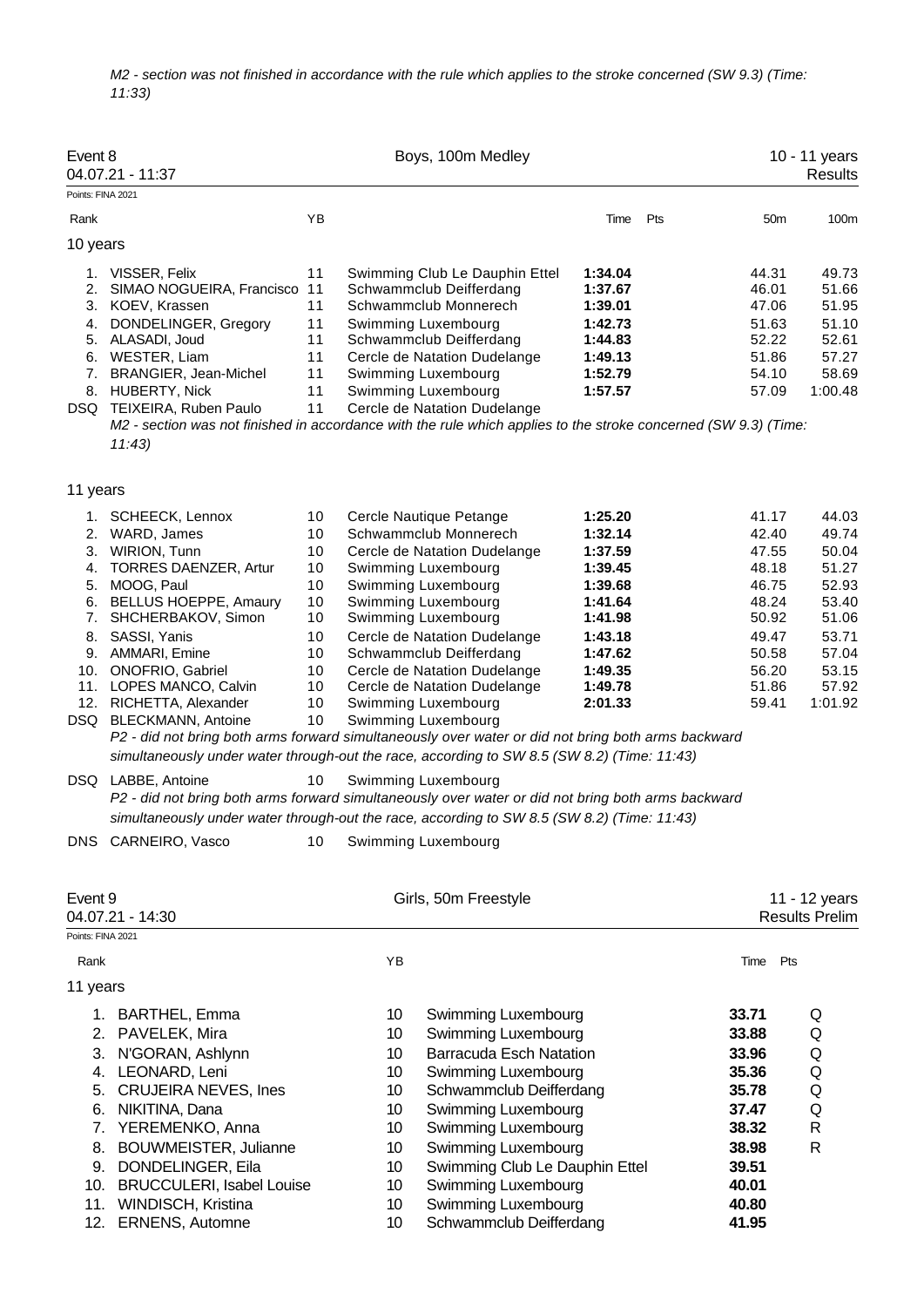*M2 - section was not finished in accordance with the rule which applies to the stroke concerned (SW 9.3) (Time: 11:33)*

## Event 8 — Boys, 100m Medley — 10 - 11 years

04.07.21 - 11:37 — Results

Points: FINA 2021

### 10 years

| Rank | Name | YB | Club | Time | Pts | 50m | 100m |
|---|---|---|---|---|---|---|---|
| 1. | VISSER, Felix | 11 | Swimming Club Le Dauphin Ettel | **1:34.04** | | 44.31 | 49.73 |
| 2. | SIMAO NOGUEIRA, Francisco | 11 | Schwammclub Deifferdang | **1:37.67** | | 46.01 | 51.66 |
| 3. | KOEV, Krassen | 11 | Schwammclub Monnerech | **1:39.01** | | 47.06 | 51.95 |
| 4. | DONDELINGER, Gregory | 11 | Swimming Luxembourg | **1:42.73** | | 51.63 | 51.10 |
| 5. | ALASADI, Joud | 11 | Schwammclub Deifferdang | **1:44.83** | | 52.22 | 52.61 |
| 6. | WESTER, Liam | 11 | Cercle de Natation Dudelange | **1:49.13** | | 51.86 | 57.27 |
| 7. | BRANGIER, Jean-Michel | 11 | Swimming Luxembourg | **1:52.79** | | 54.10 | 58.69 |
| 8. | HUBERTY, Nick | 11 | Swimming Luxembourg | **1:57.57** | | 57.09 | 1:00.48 |
| DSQ | TEIXEIRA, Ruben Paulo | 11 | Cercle de Natation Dudelange | | | | |

*M2 - section was not finished in accordance with the rule which applies to the stroke concerned (SW 9.3) (Time: 11:43)*

### 11 years

| Rank | Name | YB | Club | Time | Pts | 50m | 100m |
|---|---|---|---|---|---|---|---|
| 1. | SCHEECK, Lennox | 10 | Cercle Nautique Petange | **1:25.20** | | 41.17 | 44.03 |
| 2. | WARD, James | 10 | Schwammclub Monnerech | **1:32.14** | | 42.40 | 49.74 |
| 3. | WIRION, Tunn | 10 | Cercle de Natation Dudelange | **1:37.59** | | 47.55 | 50.04 |
| 4. | TORRES DAENZER, Artur | 10 | Swimming Luxembourg | **1:39.45** | | 48.18 | 51.27 |
| 5. | MOOG, Paul | 10 | Swimming Luxembourg | **1:39.68** | | 46.75 | 52.93 |
| 6. | BELLUS HOEPPE, Amaury | 10 | Swimming Luxembourg | **1:41.64** | | 48.24 | 53.40 |
| 7. | SHCHERBAKOV, Simon | 10 | Swimming Luxembourg | **1:41.98** | | 50.92 | 51.06 |
| 8. | SASSI, Yanis | 10 | Cercle de Natation Dudelange | **1:43.18** | | 49.47 | 53.71 |
| 9. | AMMARI, Emine | 10 | Schwammclub Deifferdang | **1:47.62** | | 50.58 | 57.04 |
| 10. | ONOFRIO, Gabriel | 10 | Cercle de Natation Dudelange | **1:49.35** | | 56.20 | 53.15 |
| 11. | LOPES MANCO, Calvin | 10 | Cercle de Natation Dudelange | **1:49.78** | | 51.86 | 57.92 |
| 12. | RICHETTA, Alexander | 10 | Swimming Luxembourg | **2:01.33** | | 59.41 | 1:01.92 |
| DSQ | BLECKMANN, Antoine | 10 | Swimming Luxembourg | | | | |

*P2 - did not bring both arms forward simultaneously over water or did not bring both arms backward simultaneously under water through-out the race, according to SW 8.5 (SW 8.2) (Time: 11:43)*

| Rank | Name | YB | Club |
|---|---|---|---|
| DSQ | LABBE, Antoine | 10 | Swimming Luxembourg |

*P2 - did not bring both arms forward simultaneously over water or did not bring both arms backward simultaneously under water through-out the race, according to SW 8.5 (SW 8.2) (Time: 11:43)*

| Rank | Name | YB | Club |
|---|---|---|---|
| DNS | CARNEIRO, Vasco | 10 | Swimming Luxembourg |

## Event 9 — Girls, 50m Freestyle — 11 - 12 years

04.07.21 - 14:30 — Results Prelim

Points: FINA 2021

### 11 years

| Rank | Name | YB | Club | Time | Pts |
|---|---|---|---|---|---|
| 1. | BARTHEL, Emma | 10 | Swimming Luxembourg | **33.71** | Q |
| 2. | PAVELEK, Mira | 10 | Swimming Luxembourg | **33.88** | Q |
| 3. | N'GORAN, Ashlynn | 10 | Barracuda Esch Natation | **33.96** | Q |
| 4. | LEONARD, Leni | 10 | Swimming Luxembourg | **35.36** | Q |
| 5. | CRUJEIRA NEVES, Ines | 10 | Schwammclub Deifferdang | **35.78** | Q |
| 6. | NIKITINA, Dana | 10 | Swimming Luxembourg | **37.47** | Q |
| 7. | YEREMENKO, Anna | 10 | Swimming Luxembourg | **38.32** | R |
| 8. | BOUWMEISTER, Julianne | 10 | Swimming Luxembourg | **38.98** | R |
| 9. | DONDELINGER, Eila | 10 | Swimming Club Le Dauphin Ettel | **39.51** | |
| 10. | BRUCCULERI, Isabel Louise | 10 | Swimming Luxembourg | **40.01** | |
| 11. | WINDISCH, Kristina | 10 | Swimming Luxembourg | **40.80** | |
| 12. | ERNENS, Automne | 10 | Schwammclub Deifferdang | **41.95** | |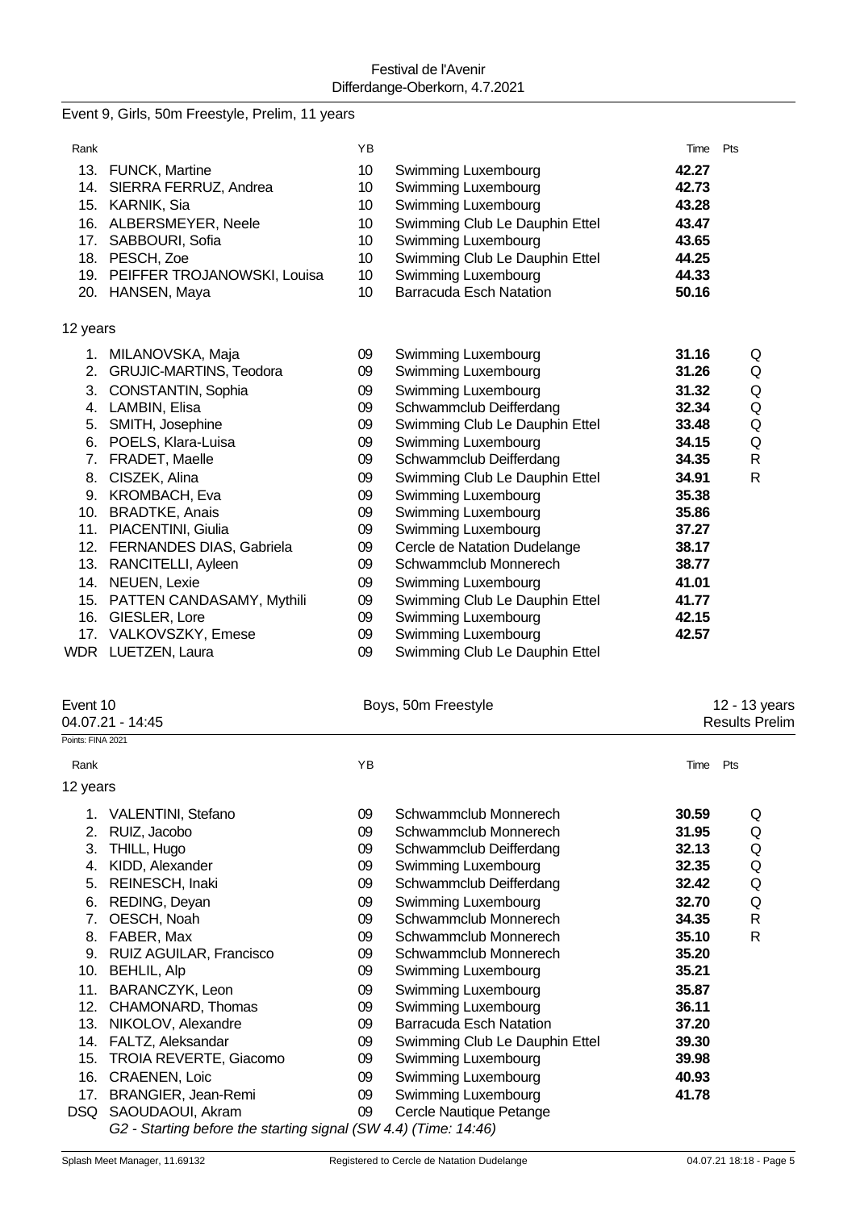Festival de l'Avenir
Differdange-Oberkorn, 4.7.2021

## Event 9, Girls, 50m Freestyle, Prelim, 11 years

| Rank | | YB | | Time | Pts |
|---|---|---|---|---|---|
| 13. | FUNCK, Martine | 10 | Swimming Luxembourg | **42.27** | |
| 14. | SIERRA FERRUZ, Andrea | 10 | Swimming Luxembourg | **42.73** | |
| 15. | KARNIK, Sia | 10 | Swimming Luxembourg | **43.28** | |
| 16. | ALBERSMEYER, Neele | 10 | Swimming Club Le Dauphin Ettel | **43.47** | |
| 17. | SABBOURI, Sofia | 10 | Swimming Luxembourg | **43.65** | |
| 18. | PESCH, Zoe | 10 | Swimming Club Le Dauphin Ettel | **44.25** | |
| 19. | PEIFFER TROJANOWSKI, Louisa | 10 | Swimming Luxembourg | **44.33** | |
| 20. | HANSEN, Maya | 10 | Barracuda Esch Natation | **50.16** | |

### 12 years

| Rank | | YB | | Time | Pts |
|---|---|---|---|---|---|
| 1. | MILANOVSKA, Maja | 09 | Swimming Luxembourg | **31.16** | Q |
| 2. | GRUJIC-MARTINS, Teodora | 09 | Swimming Luxembourg | **31.26** | Q |
| 3. | CONSTANTIN, Sophia | 09 | Swimming Luxembourg | **31.32** | Q |
| 4. | LAMBIN, Elisa | 09 | Schwammclub Deifferdang | **32.34** | Q |
| 5. | SMITH, Josephine | 09 | Swimming Club Le Dauphin Ettel | **33.48** | Q |
| 6. | POELS, Klara-Luisa | 09 | Swimming Luxembourg | **34.15** | Q |
| 7. | FRADET, Maelle | 09 | Schwammclub Deifferdang | **34.35** | R |
| 8. | CISZEK, Alina | 09 | Swimming Club Le Dauphin Ettel | **34.91** | R |
| 9. | KROMBACH, Eva | 09 | Swimming Luxembourg | **35.38** | |
| 10. | BRADTKE, Anais | 09 | Swimming Luxembourg | **35.86** | |
| 11. | PIACENTINI, Giulia | 09 | Swimming Luxembourg | **37.27** | |
| 12. | FERNANDES DIAS, Gabriela | 09 | Cercle de Natation Dudelange | **38.17** | |
| 13. | RANCITELLI, Ayleen | 09 | Schwammclub Monnerech | **38.77** | |
| 14. | NEUEN, Lexie | 09 | Swimming Luxembourg | **41.01** | |
| 15. | PATTEN CANDASAMY, Mythili | 09 | Swimming Club Le Dauphin Ettel | **41.77** | |
| 16. | GIESLER, Lore | 09 | Swimming Luxembourg | **42.15** | |
| 17. | VALKOVSZKY, Emese | 09 | Swimming Luxembourg | **42.57** | |
| WDR | LUETZEN, Laura | 09 | Swimming Club Le Dauphin Ettel | | |

## Event 10 — Boys, 50m Freestyle — 12 - 13 years

04.07.21 - 14:45 — Results Prelim

Points: FINA 2021

### 12 years

| Rank | | YB | | Time | Pts |
|---|---|---|---|---|---|
| 1. | VALENTINI, Stefano | 09 | Schwammclub Monnerech | **30.59** | Q |
| 2. | RUIZ, Jacobo | 09 | Schwammclub Monnerech | **31.95** | Q |
| 3. | THILL, Hugo | 09 | Schwammclub Deifferdang | **32.13** | Q |
| 4. | KIDD, Alexander | 09 | Swimming Luxembourg | **32.35** | Q |
| 5. | REINESCH, Inaki | 09 | Schwammclub Deifferdang | **32.42** | Q |
| 6. | REDING, Deyan | 09 | Swimming Luxembourg | **32.70** | Q |
| 7. | OESCH, Noah | 09 | Schwammclub Monnerech | **34.35** | R |
| 8. | FABER, Max | 09 | Schwammclub Monnerech | **35.10** | R |
| 9. | RUIZ AGUILAR, Francisco | 09 | Schwammclub Monnerech | **35.20** | |
| 10. | BEHLIL, Alp | 09 | Swimming Luxembourg | **35.21** | |
| 11. | BARANCZYK, Leon | 09 | Swimming Luxembourg | **35.87** | |
| 12. | CHAMONARD, Thomas | 09 | Swimming Luxembourg | **36.11** | |
| 13. | NIKOLOV, Alexandre | 09 | Barracuda Esch Natation | **37.20** | |
| 14. | FALTZ, Aleksandar | 09 | Swimming Club Le Dauphin Ettel | **39.30** | |
| 15. | TROIA REVERTE, Giacomo | 09 | Swimming Luxembourg | **39.98** | |
| 16. | CRAENEN, Loic | 09 | Swimming Luxembourg | **40.93** | |
| 17. | BRANGIER, Jean-Remi | 09 | Swimming Luxembourg | **41.78** | |
| DSQ | SAOUDAOUI, Akram | 09 | Cercle Nautique Petange | | |

*G2 - Starting before the starting signal (SW 4.4) (Time: 14:46)*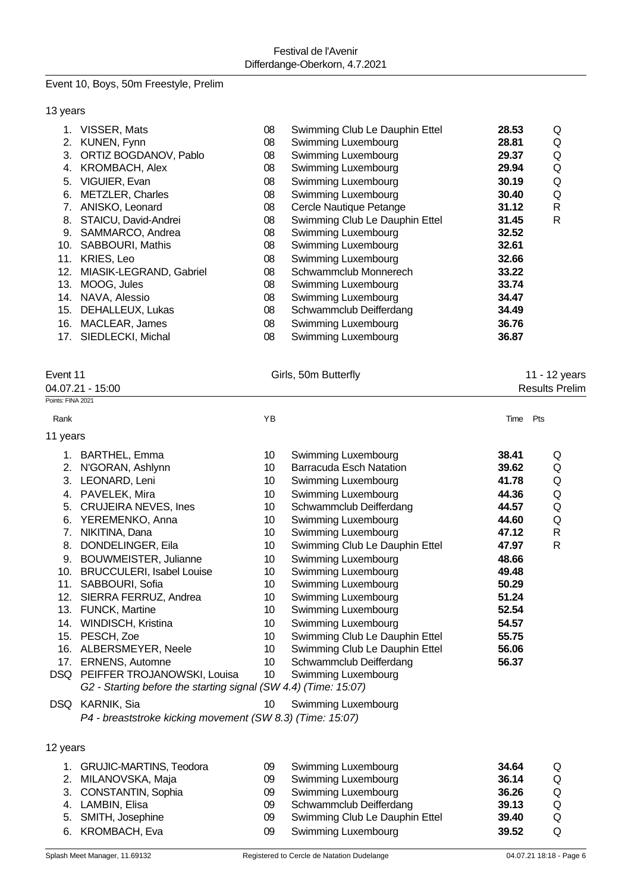Event 10, Boys, 50m Freestyle, Prelim

13 years

| Rank | Name | YB | Club | Time | |
|---|---|---|---|---|---|
| 1. | VISSER, Mats | 08 | Swimming Club Le Dauphin Ettel | **28.53** | Q |
| 2. | KUNEN, Fynn | 08 | Swimming Luxembourg | **28.81** | Q |
| 3. | ORTIZ BOGDANOV, Pablo | 08 | Swimming Luxembourg | **29.37** | Q |
| 4. | KROMBACH, Alex | 08 | Swimming Luxembourg | **29.94** | Q |
| 5. | VIGUIER, Evan | 08 | Swimming Luxembourg | **30.19** | Q |
| 6. | METZLER, Charles | 08 | Swimming Luxembourg | **30.40** | Q |
| 7. | ANISKO, Leonard | 08 | Cercle Nautique Petange | **31.12** | R |
| 8. | STAICU, David-Andrei | 08 | Swimming Club Le Dauphin Ettel | **31.45** | R |
| 9. | SAMMARCO, Andrea | 08 | Swimming Luxembourg | **32.52** | |
| 10. | SABBOURI, Mathis | 08 | Swimming Luxembourg | **32.61** | |
| 11. | KRIES, Leo | 08 | Swimming Luxembourg | **32.66** | |
| 12. | MIASIK-LEGRAND, Gabriel | 08 | Schwammclub Monnerech | **33.22** | |
| 13. | MOOG, Jules | 08 | Swimming Luxembourg | **33.74** | |
| 14. | NAVA, Alessio | 08 | Swimming Luxembourg | **34.47** | |
| 15. | DEHALLEUX, Lukas | 08 | Schwammclub Deifferdang | **34.49** | |
| 16. | MACLEAR, James | 08 | Swimming Luxembourg | **36.76** | |
| 17. | SIEDLECKI, Michal | 08 | Swimming Luxembourg | **36.87** | |

Event 11 — Girls, 50m Butterfly — 11 - 12 years

04.07.21 - 15:00 — Results Prelim

Points: FINA 2021

11 years

| Rank | Name | YB | Club | Time | Pts |
|---|---|---|---|---|---|
| 1. | BARTHEL, Emma | 10 | Swimming Luxembourg | **38.41** | Q |
| 2. | N'GORAN, Ashlynn | 10 | Barracuda Esch Natation | **39.62** | Q |
| 3. | LEONARD, Leni | 10 | Swimming Luxembourg | **41.78** | Q |
| 4. | PAVELEK, Mira | 10 | Swimming Luxembourg | **44.36** | Q |
| 5. | CRUJEIRA NEVES, Ines | 10 | Schwammclub Deifferdang | **44.57** | Q |
| 6. | YEREMENKO, Anna | 10 | Swimming Luxembourg | **44.60** | Q |
| 7. | NIKITINA, Dana | 10 | Swimming Luxembourg | **47.12** | R |
| 8. | DONDELINGER, Eila | 10 | Swimming Club Le Dauphin Ettel | **47.97** | R |
| 9. | BOUWMEISTER, Julianne | 10 | Swimming Luxembourg | **48.66** | |
| 10. | BRUCCULERI, Isabel Louise | 10 | Swimming Luxembourg | **49.48** | |
| 11. | SABBOURI, Sofia | 10 | Swimming Luxembourg | **50.29** | |
| 12. | SIERRA FERRUZ, Andrea | 10 | Swimming Luxembourg | **51.24** | |
| 13. | FUNCK, Martine | 10 | Swimming Luxembourg | **52.54** | |
| 14. | WINDISCH, Kristina | 10 | Swimming Luxembourg | **54.57** | |
| 15. | PESCH, Zoe | 10 | Swimming Club Le Dauphin Ettel | **55.75** | |
| 16. | ALBERSMEYER, Neele | 10 | Swimming Club Le Dauphin Ettel | **56.06** | |
| 17. | ERNENS, Automne | 10 | Schwammclub Deifferdang | **56.37** | |
| DSQ | PEIFFER TROJANOWSKI, Louisa | 10 | Swimming Luxembourg | | |
| | *G2 - Starting before the starting signal (SW 4.4) (Time: 15:07)* | | | | |
| DSQ | KARNIK, Sia | 10 | Swimming Luxembourg | | |
| | *P4 - breaststroke kicking movement (SW 8.3) (Time: 15:07)* | | | | |

12 years

| Rank | Name | YB | Club | Time | Pts |
|---|---|---|---|---|---|
| 1. | GRUJIC-MARTINS, Teodora | 09 | Swimming Luxembourg | **34.64** | Q |
| 2. | MILANOVSKA, Maja | 09 | Swimming Luxembourg | **36.14** | Q |
| 3. | CONSTANTIN, Sophia | 09 | Swimming Luxembourg | **36.26** | Q |
| 4. | LAMBIN, Elisa | 09 | Schwammclub Deifferdang | **39.13** | Q |
| 5. | SMITH, Josephine | 09 | Swimming Club Le Dauphin Ettel | **39.40** | Q |
| 6. | KROMBACH, Eva | 09 | Swimming Luxembourg | **39.52** | Q |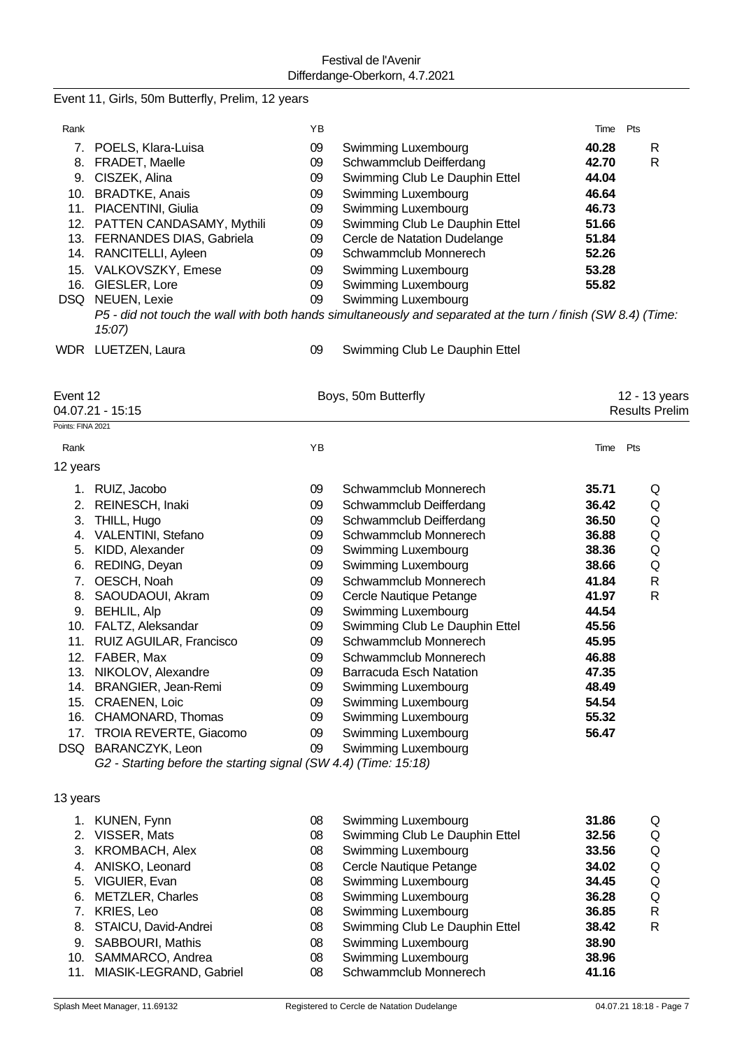Event 11, Girls, 50m Butterfly, Prelim, 12 years

| Rank | | YB | | Time | Pts |
|---|---|---|---|---|---|
| 7. | POELS, Klara-Luisa | 09 | Swimming Luxembourg | **40.28** | R |
| 8. | FRADET, Maelle | 09 | Schwammclub Deifferdang | **42.70** | R |
| 9. | CISZEK, Alina | 09 | Swimming Club Le Dauphin Ettel | **44.04** | |
| 10. | BRADTKE, Anais | 09 | Swimming Luxembourg | **46.64** | |
| 11. | PIACENTINI, Giulia | 09 | Swimming Luxembourg | **46.73** | |
| 12. | PATTEN CANDASAMY, Mythili | 09 | Swimming Club Le Dauphin Ettel | **51.66** | |
| 13. | FERNANDES DIAS, Gabriela | 09 | Cercle de Natation Dudelange | **51.84** | |
| 14. | RANCITELLI, Ayleen | 09 | Schwammclub Monnerech | **52.26** | |
| 15. | VALKOVSZKY, Emese | 09 | Swimming Luxembourg | **53.28** | |
| 16. | GIESLER, Lore | 09 | Swimming Luxembourg | **55.82** | |
| DSQ | NEUEN, Lexie | 09 | Swimming Luxembourg | | |
| | *P5 - did not touch the wall with both hands simultaneously and separated at the turn / finish (SW 8.4) (Time: 15:07)* | | | | |
| WDR | LUETZEN, Laura | 09 | Swimming Club Le Dauphin Ettel | | |

## Event 12 — Boys, 50m Butterfly — 12 - 13 years

04.07.21 - 15:15 — Results Prelim

Points: FINA 2021

### 12 years

| Rank | | YB | | Time | Pts |
|---|---|---|---|---|---|
| 1. | RUIZ, Jacobo | 09 | Schwammclub Monnerech | **35.71** | Q |
| 2. | REINESCH, Inaki | 09 | Schwammclub Deifferdang | **36.42** | Q |
| 3. | THILL, Hugo | 09 | Schwammclub Deifferdang | **36.50** | Q |
| 4. | VALENTINI, Stefano | 09 | Schwammclub Monnerech | **36.88** | Q |
| 5. | KIDD, Alexander | 09 | Swimming Luxembourg | **38.36** | Q |
| 6. | REDING, Deyan | 09 | Swimming Luxembourg | **38.66** | Q |
| 7. | OESCH, Noah | 09 | Schwammclub Monnerech | **41.84** | R |
| 8. | SAOUDAOUI, Akram | 09 | Cercle Nautique Petange | **41.97** | R |
| 9. | BEHLIL, Alp | 09 | Swimming Luxembourg | **44.54** | |
| 10. | FALTZ, Aleksandar | 09 | Swimming Club Le Dauphin Ettel | **45.56** | |
| 11. | RUIZ AGUILAR, Francisco | 09 | Schwammclub Monnerech | **45.95** | |
| 12. | FABER, Max | 09 | Schwammclub Monnerech | **46.88** | |
| 13. | NIKOLOV, Alexandre | 09 | Barracuda Esch Natation | **47.35** | |
| 14. | BRANGIER, Jean-Remi | 09 | Swimming Luxembourg | **48.49** | |
| 15. | CRAENEN, Loic | 09 | Swimming Luxembourg | **54.54** | |
| 16. | CHAMONARD, Thomas | 09 | Swimming Luxembourg | **55.32** | |
| 17. | TROIA REVERTE, Giacomo | 09 | Swimming Luxembourg | **56.47** | |
| DSQ | BARANCZYK, Leon | 09 | Swimming Luxembourg | | |
| | *G2 - Starting before the starting signal (SW 4.4) (Time: 15:18)* | | | | |

### 13 years

| Rank | | YB | | Time | Pts |
|---|---|---|---|---|---|
| 1. | KUNEN, Fynn | 08 | Swimming Luxembourg | **31.86** | Q |
| 2. | VISSER, Mats | 08 | Swimming Club Le Dauphin Ettel | **32.56** | Q |
| 3. | KROMBACH, Alex | 08 | Swimming Luxembourg | **33.56** | Q |
| 4. | ANISKO, Leonard | 08 | Cercle Nautique Petange | **34.02** | Q |
| 5. | VIGUIER, Evan | 08 | Swimming Luxembourg | **34.45** | Q |
| 6. | METZLER, Charles | 08 | Swimming Luxembourg | **36.28** | Q |
| 7. | KRIES, Leo | 08 | Swimming Luxembourg | **36.85** | R |
| 8. | STAICU, David-Andrei | 08 | Swimming Club Le Dauphin Ettel | **38.42** | R |
| 9. | SABBOURI, Mathis | 08 | Swimming Luxembourg | **38.90** | |
| 10. | SAMMARCO, Andrea | 08 | Swimming Luxembourg | **38.96** | |
| 11. | MIASIK-LEGRAND, Gabriel | 08 | Schwammclub Monnerech | **41.16** | |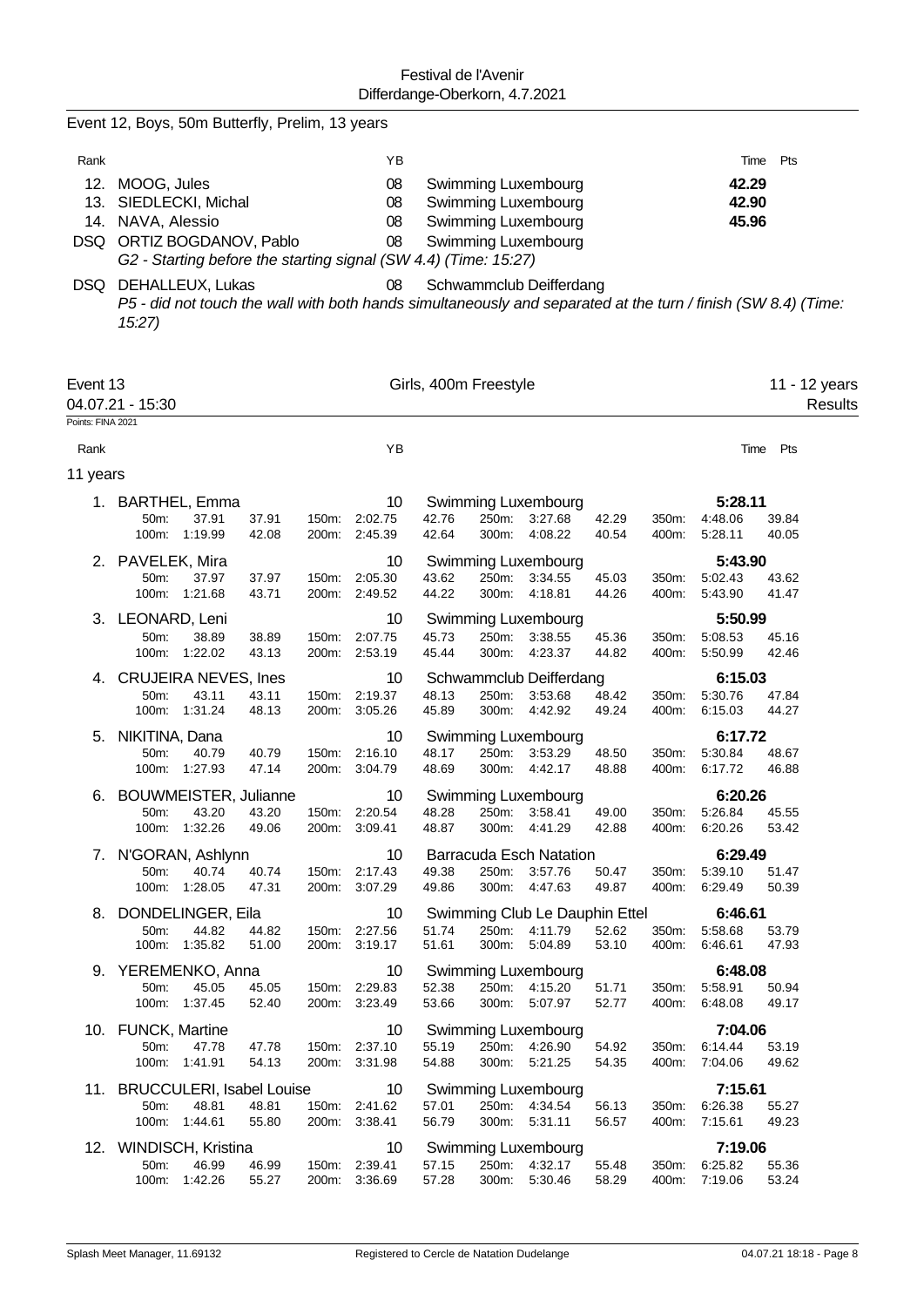Festival de l'Avenir
Differdange-Oberkorn, 4.7.2021

## Event 12, Boys, 50m Butterfly, Prelim, 13 years

| Rank | | YB | | Time | Pts |
|---|---|---|---|---|---|
| 12. | MOOG, Jules | 08 | Swimming Luxembourg | **42.29** | |
| 13. | SIEDLECKI, Michal | 08 | Swimming Luxembourg | **42.90** | |
| 14. | NAVA, Alessio | 08 | Swimming Luxembourg | **45.96** | |
| DSQ | ORTIZ BOGDANOV, Pablo | 08 | Swimming Luxembourg | | |

*G2 - Starting before the starting signal (SW 4.4) (Time: 15:27)*

| Rank | | YB | | Time | Pts |
|---|---|---|---|---|---|
| DSQ | DEHALLEUX, Lukas | 08 | Schwammclub Deifferdang | | |

*P5 - did not touch the wall with both hands simultaneously and separated at the turn / finish (SW 8.4) (Time: 15:27)*

## Event 13 — Girls, 400m Freestyle — 11 - 12 years

04.07.21 - 15:30 — Results

Points: FINA 2021

### 11 years

| Rank | Name | YB | Club | Time | Pts |
|---|---|---|---|---|---|
| 1. | BARTHEL, Emma | 10 | Swimming Luxembourg | **5:28.11** | |
| | 50m: 37.91 (37.91) · 100m: 1:19.99 (42.08) · 150m: 2:02.75 (42.76) · 200m: 2:45.39 (42.64) · 250m: 3:27.68 (42.29) · 300m: 4:08.22 (40.54) · 350m: 4:48.06 (39.84) · 400m: 5:28.11 (40.05) | | | | |
| 2. | PAVELEK, Mira | 10 | Swimming Luxembourg | **5:43.90** | |
| | 50m: 37.97 (37.97) · 100m: 1:21.68 (43.71) · 150m: 2:05.30 (43.62) · 200m: 2:49.52 (44.22) · 250m: 3:34.55 (45.03) · 300m: 4:18.81 (44.26) · 350m: 5:02.43 (43.62) · 400m: 5:43.90 (41.47) | | | | |
| 3. | LEONARD, Leni | 10 | Swimming Luxembourg | **5:50.99** | |
| | 50m: 38.89 (38.89) · 100m: 1:22.02 (43.13) · 150m: 2:07.75 (45.73) · 200m: 2:53.19 (45.44) · 250m: 3:38.55 (45.36) · 300m: 4:23.37 (44.82) · 350m: 5:08.53 (45.16) · 400m: 5:50.99 (42.46) | | | | |
| 4. | CRUJEIRA NEVES, Ines | 10 | Schwammclub Deifferdang | **6:15.03** | |
| | 50m: 43.11 (43.11) · 100m: 1:31.24 (48.13) · 150m: 2:19.37 (48.13) · 200m: 3:05.26 (45.89) · 250m: 3:53.68 (48.42) · 300m: 4:42.92 (49.24) · 350m: 5:30.76 (47.84) · 400m: 6:15.03 (44.27) | | | | |
| 5. | NIKITINA, Dana | 10 | Swimming Luxembourg | **6:17.72** | |
| | 50m: 40.79 (40.79) · 100m: 1:27.93 (47.14) · 150m: 2:16.10 (48.17) · 200m: 3:04.79 (48.69) · 250m: 3:53.29 (48.50) · 300m: 4:42.17 (48.88) · 350m: 5:30.84 (48.67) · 400m: 6:17.72 (46.88) | | | | |
| 6. | BOUWMEISTER, Julianne | 10 | Swimming Luxembourg | **6:20.26** | |
| | 50m: 43.20 (43.20) · 100m: 1:32.26 (49.06) · 150m: 2:20.54 (48.28) · 200m: 3:09.41 (48.87) · 250m: 3:58.41 (49.00) · 300m: 4:41.29 (42.88) · 350m: 5:26.84 (45.55) · 400m: 6:20.26 (53.42) | | | | |
| 7. | N'GORAN, Ashlynn | 10 | Barracuda Esch Natation | **6:29.49** | |
| | 50m: 40.74 (40.74) · 100m: 1:28.05 (47.31) · 150m: 2:17.43 (49.38) · 200m: 3:07.29 (49.86) · 250m: 3:57.76 (50.47) · 300m: 4:47.63 (49.87) · 350m: 5:39.10 (51.47) · 400m: 6:29.49 (50.39) | | | | |
| 8. | DONDELINGER, Eila | 10 | Swimming Club Le Dauphin Ettel | **6:46.61** | |
| | 50m: 44.82 (44.82) · 100m: 1:35.82 (51.00) · 150m: 2:27.56 (51.74) · 200m: 3:19.17 (51.61) · 250m: 4:11.79 (52.62) · 300m: 5:04.89 (53.10) · 350m: 5:58.68 (53.79) · 400m: 6:46.61 (47.93) | | | | |
| 9. | YEREMENKO, Anna | 10 | Swimming Luxembourg | **6:48.08** | |
| | 50m: 45.05 (45.05) · 100m: 1:37.45 (52.40) · 150m: 2:29.83 (52.38) · 200m: 3:23.49 (53.66) · 250m: 4:15.20 (51.71) · 300m: 5:07.97 (52.77) · 350m: 5:58.91 (50.94) · 400m: 6:48.08 (49.17) | | | | |
| 10. | FUNCK, Martine | 10 | Swimming Luxembourg | **7:04.06** | |
| | 50m: 47.78 (47.78) · 100m: 1:41.91 (54.13) · 150m: 2:37.10 (55.19) · 200m: 3:31.98 (54.88) · 250m: 4:26.90 (54.92) · 300m: 5:21.25 (54.35) · 350m: 6:14.44 (53.19) · 400m: 7:04.06 (49.62) | | | | |
| 11. | BRUCCULERI, Isabel Louise | 10 | Swimming Luxembourg | **7:15.61** | |
| | 50m: 48.81 (48.81) · 100m: 1:44.61 (55.80) · 150m: 2:41.62 (57.01) · 200m: 3:38.41 (56.79) · 250m: 4:34.54 (56.13) · 300m: 5:31.11 (56.57) · 350m: 6:26.38 (55.27) · 400m: 7:15.61 (49.23) | | | | |
| 12. | WINDISCH, Kristina | 10 | Swimming Luxembourg | **7:19.06** | |
| | 50m: 46.99 (46.99) · 100m: 1:42.26 (55.27) · 150m: 2:39.41 (57.15) · 200m: 3:36.69 (57.28) · 250m: 4:32.17 (55.48) · 300m: 5:30.46 (58.29) · 350m: 6:25.82 (55.36) · 400m: 7:19.06 (53.24) | | | | |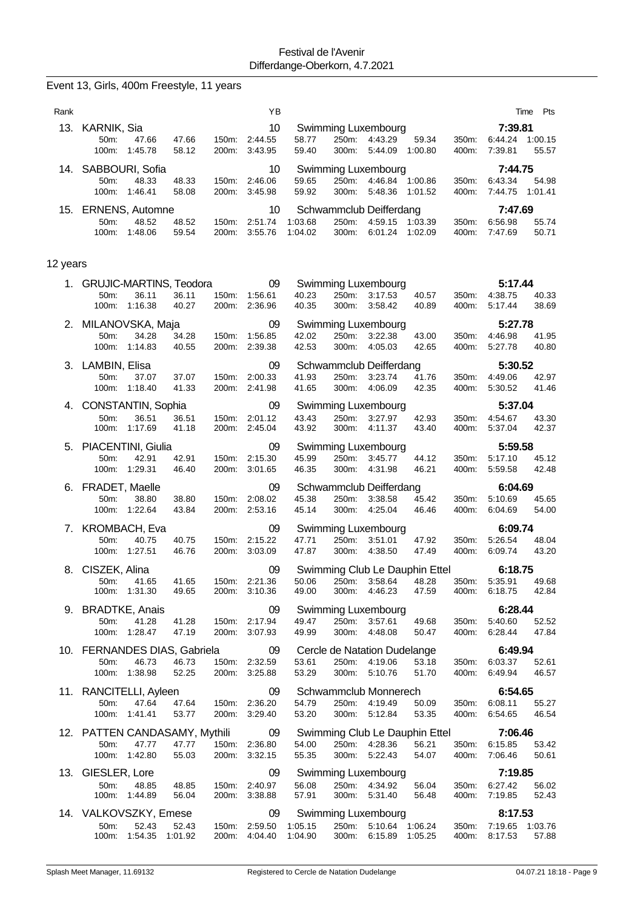Festival de l'Avenir
Differdange-Oberkorn, 4.7.2021

## Event 13, Girls, 400m Freestyle, 11 years

| Rank | Name | YB | Club | Time | Pts |
|---|---|---|---|---|---|
| 13. | KARNIK, Sia | 10 | Swimming Luxembourg | 7:39.81 | |
| | 50m: 47.66 47.66 / 100m: 1:45.78 58.12 / 150m: 2:44.55 58.77 / 200m: 3:43.95 59.40 / 250m: 4:43.29 59.34 / 300m: 5:44.09 1:00.80 / 350m: 6:44.24 1:00.15 / 400m: 7:39.81 55.57 | | | | |
| 14. | SABBOURI, Sofia | 10 | Swimming Luxembourg | 7:44.75 | |
| | 50m: 48.33 48.33 / 100m: 1:46.41 58.08 / 150m: 2:46.06 59.65 / 200m: 3:45.98 59.92 / 250m: 4:46.84 1:00.86 / 300m: 5:48.36 1:01.52 / 350m: 6:43.34 54.98 / 400m: 7:44.75 1:01.41 | | | | |
| 15. | ERNENS, Automne | 10 | Schwammclub Deifferdang | 7:47.69 | |
| | 50m: 48.52 48.52 / 100m: 1:48.06 59.54 / 150m: 2:51.74 1:03.68 / 200m: 3:55.76 1:04.02 / 250m: 4:59.15 1:03.39 / 300m: 6:01.24 1:02.09 / 350m: 6:56.98 55.74 / 400m: 7:47.69 50.71 | | | | |

### 12 years

| Rank | Name | YB | Club | Time | Pts |
|---|---|---|---|---|---|
| 1. | GRUJIC-MARTINS, Teodora | 09 | Swimming Luxembourg | 5:17.44 | |
| | 50m: 36.11 36.11 / 100m: 1:16.38 40.27 / 150m: 1:56.61 40.23 / 200m: 2:36.96 40.35 / 250m: 3:17.53 40.57 / 300m: 3:58.42 40.89 / 350m: 4:38.75 40.33 / 400m: 5:17.44 38.69 | | | | |
| 2. | MILANOVSKA, Maja | 09 | Swimming Luxembourg | 5:27.78 | |
| | 50m: 34.28 34.28 / 100m: 1:14.83 40.55 / 150m: 1:56.85 42.02 / 200m: 2:39.38 42.53 / 250m: 3:22.38 43.00 / 300m: 4:05.03 42.65 / 350m: 4:46.98 41.95 / 400m: 5:27.78 40.80 | | | | |
| 3. | LAMBIN, Elisa | 09 | Schwammclub Deifferdang | 5:30.52 | |
| | 50m: 37.07 37.07 / 100m: 1:18.40 41.33 / 150m: 2:00.33 41.93 / 200m: 2:41.98 41.65 / 250m: 3:23.74 41.76 / 300m: 4:06.09 42.35 / 350m: 4:49.06 42.97 / 400m: 5:30.52 41.46 | | | | |
| 4. | CONSTANTIN, Sophia | 09 | Swimming Luxembourg | 5:37.04 | |
| | 50m: 36.51 36.51 / 100m: 1:17.69 41.18 / 150m: 2:01.12 43.43 / 200m: 2:45.04 43.92 / 250m: 3:27.97 42.93 / 300m: 4:11.37 43.40 / 350m: 4:54.67 43.30 / 400m: 5:37.04 42.37 | | | | |
| 5. | PIACENTINI, Giulia | 09 | Swimming Luxembourg | 5:59.58 | |
| | 50m: 42.91 42.91 / 100m: 1:29.31 46.40 / 150m: 2:15.30 45.99 / 200m: 3:01.65 46.35 / 250m: 3:45.77 44.12 / 300m: 4:31.98 46.21 / 350m: 5:17.10 45.12 / 400m: 5:59.58 42.48 | | | | |
| 6. | FRADET, Maelle | 09 | Schwammclub Deifferdang | 6:04.69 | |
| | 50m: 38.80 38.80 / 100m: 1:22.64 43.84 / 150m: 2:08.02 45.38 / 200m: 2:53.16 45.14 / 250m: 3:38.58 45.42 / 300m: 4:25.04 46.46 / 350m: 5:10.69 45.65 / 400m: 6:04.69 54.00 | | | | |
| 7. | KROMBACH, Eva | 09 | Swimming Luxembourg | 6:09.74 | |
| | 50m: 40.75 40.75 / 100m: 1:27.51 46.76 / 150m: 2:15.22 47.71 / 200m: 3:03.09 47.87 / 250m: 3:51.01 47.92 / 300m: 4:38.50 47.49 / 350m: 5:26.54 48.04 / 400m: 6:09.74 43.20 | | | | |
| 8. | CISZEK, Alina | 09 | Swimming Club Le Dauphin Ettel | 6:18.75 | |
| | 50m: 41.65 41.65 / 100m: 1:31.30 49.65 / 150m: 2:21.36 50.06 / 200m: 3:10.36 49.00 / 250m: 3:58.64 48.28 / 300m: 4:46.23 47.59 / 350m: 5:35.91 49.68 / 400m: 6:18.75 42.84 | | | | |
| 9. | BRADTKE, Anais | 09 | Swimming Luxembourg | 6:28.44 | |
| | 50m: 41.28 41.28 / 100m: 1:28.47 47.19 / 150m: 2:17.94 49.47 / 200m: 3:07.93 49.99 / 250m: 3:57.61 49.68 / 300m: 4:48.08 50.47 / 350m: 5:40.60 52.52 / 400m: 6:28.44 47.84 | | | | |
| 10. | FERNANDES DIAS, Gabriela | 09 | Cercle de Natation Dudelange | 6:49.94 | |
| | 50m: 46.73 46.73 / 100m: 1:38.98 52.25 / 150m: 2:32.59 53.61 / 200m: 3:25.88 53.29 / 250m: 4:19.06 53.18 / 300m: 5:10.76 51.70 / 350m: 6:03.37 52.61 / 400m: 6:49.94 46.57 | | | | |
| 11. | RANCITELLI, Ayleen | 09 | Schwammclub Monnerech | 6:54.65 | |
| | 50m: 47.64 47.64 / 100m: 1:41.41 53.77 / 150m: 2:36.20 54.79 / 200m: 3:29.40 53.20 / 250m: 4:19.49 50.09 / 300m: 5:12.84 53.35 / 350m: 6:08.11 55.27 / 400m: 6:54.65 46.54 | | | | |
| 12. | PATTEN CANDASAMY, Mythili | 09 | Swimming Club Le Dauphin Ettel | 7:06.46 | |
| | 50m: 47.77 47.77 / 100m: 1:42.80 55.03 / 150m: 2:36.80 54.00 / 200m: 3:32.15 55.35 / 250m: 4:28.36 56.21 / 300m: 5:22.43 54.07 / 350m: 6:15.85 53.42 / 400m: 7:06.46 50.61 | | | | |
| 13. | GIESLER, Lore | 09 | Swimming Luxembourg | 7:19.85 | |
| | 50m: 48.85 48.85 / 100m: 1:44.89 56.04 / 150m: 2:40.97 56.08 / 200m: 3:38.88 57.91 / 250m: 4:34.92 56.04 / 300m: 5:31.40 56.48 / 350m: 6:27.42 56.02 / 400m: 7:19.85 52.43 | | | | |
| 14. | VALKOVSZKY, Emese | 09 | Swimming Luxembourg | 8:17.53 | |
| | 50m: 52.43 52.43 / 100m: 1:54.35 1:01.92 / 150m: 2:59.50 1:05.15 / 200m: 4:04.40 1:04.90 / 250m: 5:10.64 1:06.24 / 300m: 6:15.89 1:05.25 / 350m: 7:19.65 1:03.76 / 400m: 8:17.53 57.88 | | | | |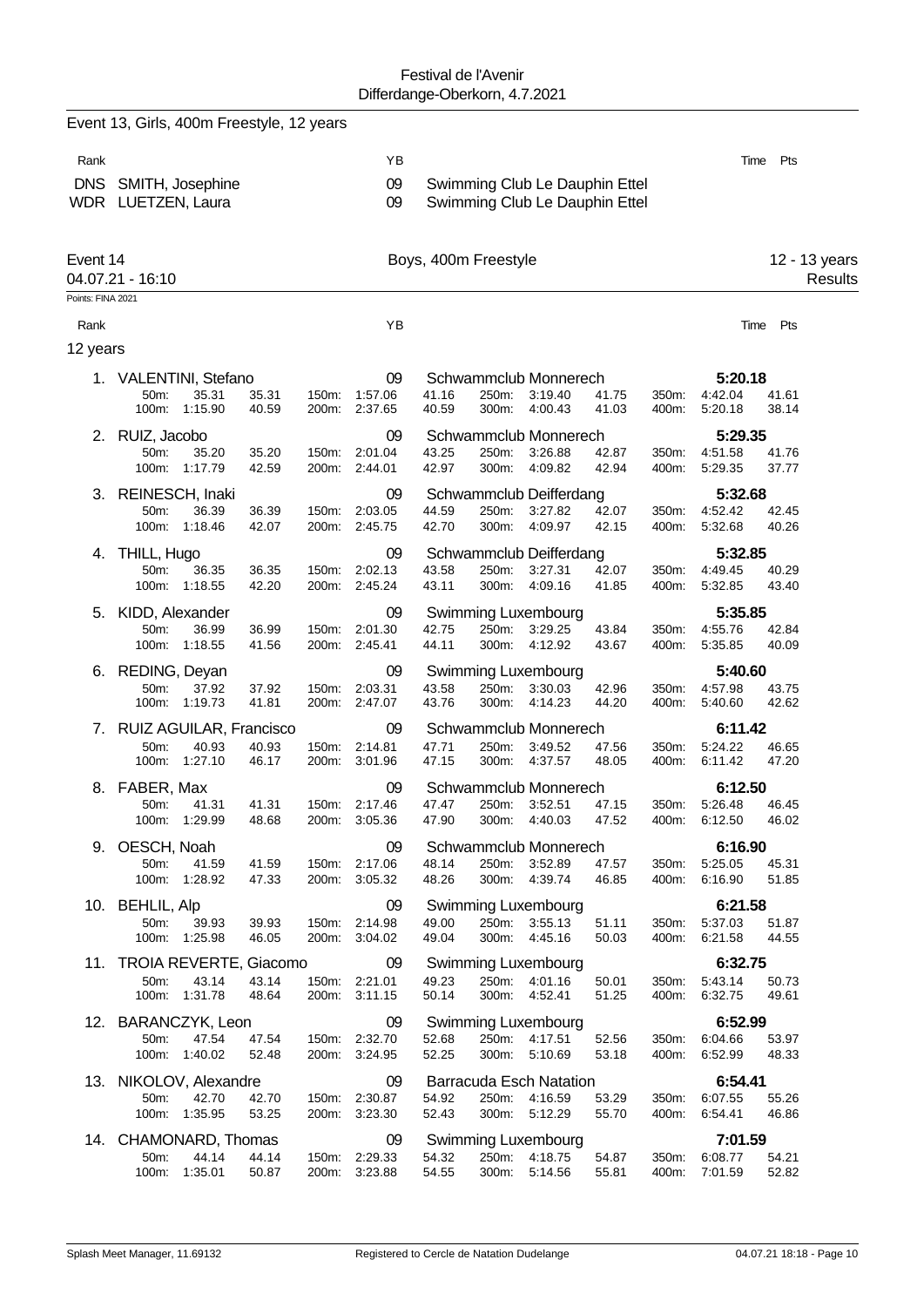Festival de l'Avenir
Differdange-Oberkorn, 4.7.2021

## Event 13, Girls, 400m Freestyle, 12 years

| Rank | | YB | | Time | Pts |
|---|---|---|---|---|---|
| DNS | SMITH, Josephine | 09 | Swimming Club Le Dauphin Ettel | | |
| WDR | LUETZEN, Laura | 09 | Swimming Club Le Dauphin Ettel | | |

## Event 14 — Boys, 400m Freestyle — 12 - 13 years

04.07.21 - 16:10 — Results

Points: FINA 2021

### 12 years

| Rank | Name | YB | Club | Time | Pts |
|---|---|---|---|---|---|
| 1. | VALENTINI, Stefano | 09 | Schwammclub Monnerech | 5:20.18 | |
| 2. | RUIZ, Jacobo | 09 | Schwammclub Monnerech | 5:29.35 | |
| 3. | REINESCH, Inaki | 09 | Schwammclub Deifferdang | 5:32.68 | |
| 4. | THILL, Hugo | 09 | Schwammclub Deifferdang | 5:32.85 | |
| 5. | KIDD, Alexander | 09 | Swimming Luxembourg | 5:35.85 | |
| 6. | REDING, Deyan | 09 | Swimming Luxembourg | 5:40.60 | |
| 7. | RUIZ AGUILAR, Francisco | 09 | Schwammclub Monnerech | 6:11.42 | |
| 8. | FABER, Max | 09 | Schwammclub Monnerech | 6:12.50 | |
| 9. | OESCH, Noah | 09 | Schwammclub Monnerech | 6:16.90 | |
| 10. | BEHLIL, Alp | 09 | Swimming Luxembourg | 6:21.58 | |
| 11. | TROIA REVERTE, Giacomo | 09 | Swimming Luxembourg | 6:32.75 | |
| 12. | BARANCZYK, Leon | 09 | Swimming Luxembourg | 6:52.99 | |
| 13. | NIKOLOV, Alexandre | 09 | Barracuda Esch Natation | 6:54.41 | |
| 14. | CHAMONARD, Thomas | 09 | Swimming Luxembourg | 7:01.59 | |

Splits:

| Rank | Name | 50m | | 100m | | 150m | | 200m | | 250m | | 300m | | 350m | | 400m | |
|---|---|---|---|---|---|---|---|---|---|---|---|---|---|---|---|---|---|
| 1. | VALENTINI, Stefano | 35.31 | 35.31 | 1:15.90 | 40.59 | 1:57.06 | 41.16 | 2:37.65 | 40.59 | 3:19.40 | 41.75 | 4:00.43 | 41.03 | 4:42.04 | 41.61 | 5:20.18 | 38.14 |
| 2. | RUIZ, Jacobo | 35.20 | 35.20 | 1:17.79 | 42.59 | 2:01.04 | 43.25 | 2:44.01 | 42.97 | 3:26.88 | 42.87 | 4:09.82 | 42.94 | 4:51.58 | 41.76 | 5:29.35 | 37.77 |
| 3. | REINESCH, Inaki | 36.39 | 36.39 | 1:18.46 | 42.07 | 2:03.05 | 44.59 | 2:45.75 | 42.70 | 3:27.82 | 42.07 | 4:09.97 | 42.15 | 4:52.42 | 42.45 | 5:32.68 | 40.26 |
| 4. | THILL, Hugo | 36.35 | 36.35 | 1:18.55 | 42.20 | 2:02.13 | 43.58 | 2:45.24 | 43.11 | 3:27.31 | 42.07 | 4:09.16 | 41.85 | 4:49.45 | 40.29 | 5:32.85 | 43.40 |
| 5. | KIDD, Alexander | 36.99 | 36.99 | 1:18.55 | 41.56 | 2:01.30 | 42.75 | 2:45.41 | 44.11 | 3:29.25 | 43.84 | 4:12.92 | 43.67 | 4:55.76 | 42.84 | 5:35.85 | 40.09 |
| 6. | REDING, Deyan | 37.92 | 37.92 | 1:19.73 | 41.81 | 2:03.31 | 43.58 | 2:47.07 | 43.76 | 3:30.03 | 42.96 | 4:14.23 | 44.20 | 4:57.98 | 43.75 | 5:40.60 | 42.62 |
| 7. | RUIZ AGUILAR, Francisco | 40.93 | 40.93 | 1:27.10 | 46.17 | 2:14.81 | 47.71 | 3:01.96 | 47.15 | 3:49.52 | 47.56 | 4:37.57 | 48.05 | 5:24.22 | 46.65 | 6:11.42 | 47.20 |
| 8. | FABER, Max | 41.31 | 41.31 | 1:29.99 | 48.68 | 2:17.46 | 47.47 | 3:05.36 | 47.90 | 3:52.51 | 47.15 | 4:40.03 | 47.52 | 5:26.48 | 46.45 | 6:12.50 | 46.02 |
| 9. | OESCH, Noah | 41.59 | 41.59 | 1:28.92 | 47.33 | 2:17.06 | 48.14 | 3:05.32 | 48.26 | 3:52.89 | 47.57 | 4:39.74 | 46.85 | 5:25.05 | 45.31 | 6:16.90 | 51.85 |
| 10. | BEHLIL, Alp | 39.93 | 39.93 | 1:25.98 | 46.05 | 2:14.98 | 49.00 | 3:04.02 | 49.04 | 3:55.13 | 51.11 | 4:45.16 | 50.03 | 5:37.03 | 51.87 | 6:21.58 | 44.55 |
| 11. | TROIA REVERTE, Giacomo | 43.14 | 43.14 | 1:31.78 | 48.64 | 2:21.01 | 49.23 | 3:11.15 | 50.14 | 4:01.16 | 50.01 | 4:52.41 | 51.25 | 5:43.14 | 50.73 | 6:32.75 | 49.61 |
| 12. | BARANCZYK, Leon | 47.54 | 47.54 | 1:40.02 | 52.48 | 2:32.70 | 52.68 | 3:24.95 | 52.25 | 4:17.51 | 52.56 | 5:10.69 | 53.18 | 6:04.66 | 53.97 | 6:52.99 | 48.33 |
| 13. | NIKOLOV, Alexandre | 42.70 | 42.70 | 1:35.95 | 53.25 | 2:30.87 | 54.92 | 3:23.30 | 52.43 | 4:16.59 | 53.29 | 5:12.29 | 55.70 | 6:07.55 | 55.26 | 6:54.41 | 46.86 |
| 14. | CHAMONARD, Thomas | 44.14 | 44.14 | 1:35.01 | 50.87 | 2:29.33 | 54.32 | 3:23.88 | 54.55 | 4:18.75 | 54.87 | 5:14.56 | 55.81 | 6:08.77 | 54.21 | 7:01.59 | 52.82 |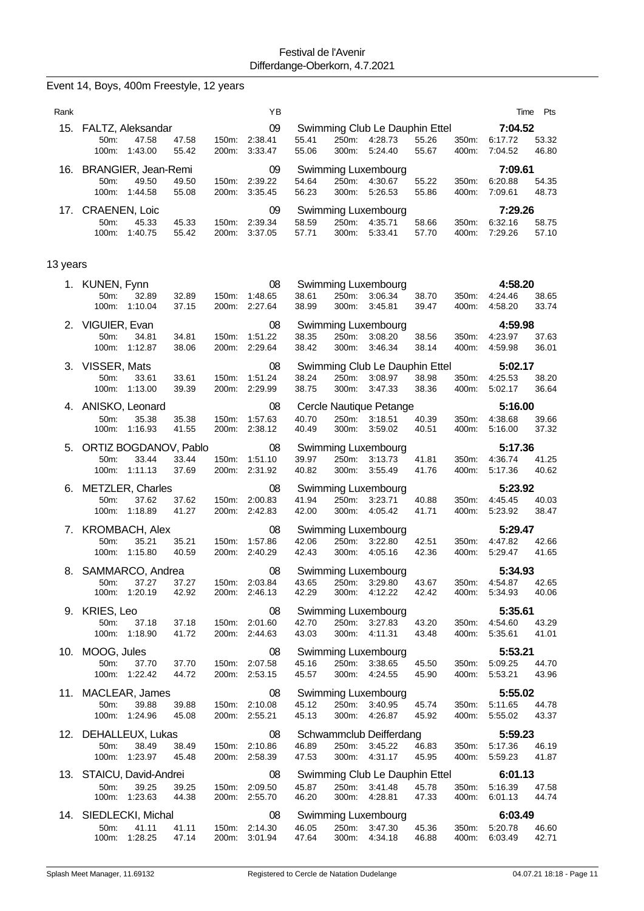Festival de l'Avenir
Differdange-Oberkorn, 4.7.2021

## Event 14, Boys, 400m Freestyle, 12 years

| Rank | Name | YB | Club | Time | Pts |
|---|---|---|---|---|---|
| 15. | FALTZ, Aleksandar | 09 | Swimming Club Le Dauphin Ettel | 7:04.52 | |
| | 50m: 47.58 47.58 / 100m: 1:43.00 55.42 / 150m: 2:38.41 55.41 / 200m: 3:33.47 55.06 | | 250m: 4:28.73 55.26 / 300m: 5:24.40 55.67 / 350m: 6:17.72 53.32 / 400m: 7:04.52 46.80 | | |
| 16. | BRANGIER, Jean-Remi | 09 | Swimming Luxembourg | 7:09.61 | |
| | 50m: 49.50 49.50 / 100m: 1:44.58 55.08 / 150m: 2:39.22 54.64 / 200m: 3:35.45 56.23 | | 250m: 4:30.67 55.22 / 300m: 5:26.53 55.86 / 350m: 6:20.88 54.35 / 400m: 7:09.61 48.73 | | |
| 17. | CRAENEN, Loic | 09 | Swimming Luxembourg | 7:29.26 | |
| | 50m: 45.33 45.33 / 100m: 1:40.75 55.42 / 150m: 2:39.34 58.59 / 200m: 3:37.05 57.71 | | 250m: 4:35.71 58.66 / 300m: 5:33.41 57.70 / 350m: 6:32.16 58.75 / 400m: 7:29.26 57.10 | | |

### 13 years

| Rank | Name | YB | Club | Time | Pts |
|---|---|---|---|---|---|
| 1. | KUNEN, Fynn | 08 | Swimming Luxembourg | 4:58.20 | |
| | 50m: 32.89 32.89 / 100m: 1:10.04 37.15 / 150m: 1:48.65 38.61 / 200m: 2:27.64 38.99 | | 250m: 3:06.34 38.70 / 300m: 3:45.81 39.47 / 350m: 4:24.46 38.65 / 400m: 4:58.20 33.74 | | |
| 2. | VIGUIER, Evan | 08 | Swimming Luxembourg | 4:59.98 | |
| | 50m: 34.81 34.81 / 100m: 1:12.87 38.06 / 150m: 1:51.22 38.35 / 200m: 2:29.64 38.42 | | 250m: 3:08.20 38.56 / 300m: 3:46.34 38.14 / 350m: 4:23.97 37.63 / 400m: 4:59.98 36.01 | | |
| 3. | VISSER, Mats | 08 | Swimming Club Le Dauphin Ettel | 5:02.17 | |
| | 50m: 33.61 33.61 / 100m: 1:13.00 39.39 / 150m: 1:51.24 38.24 / 200m: 2:29.99 38.75 | | 250m: 3:08.97 38.98 / 300m: 3:47.33 38.36 / 350m: 4:25.53 38.20 / 400m: 5:02.17 36.64 | | |
| 4. | ANISKO, Leonard | 08 | Cercle Nautique Petange | 5:16.00 | |
| | 50m: 35.38 35.38 / 100m: 1:16.93 41.55 / 150m: 1:57.63 40.70 / 200m: 2:38.12 40.49 | | 250m: 3:18.51 40.39 / 300m: 3:59.02 40.51 / 350m: 4:38.68 39.66 / 400m: 5:16.00 37.32 | | |
| 5. | ORTIZ BOGDANOV, Pablo | 08 | Swimming Luxembourg | 5:17.36 | |
| | 50m: 33.44 33.44 / 100m: 1:11.13 37.69 / 150m: 1:51.10 39.97 / 200m: 2:31.92 40.82 | | 250m: 3:13.73 41.81 / 300m: 3:55.49 41.76 / 350m: 4:36.74 41.25 / 400m: 5:17.36 40.62 | | |
| 6. | METZLER, Charles | 08 | Swimming Luxembourg | 5:23.92 | |
| | 50m: 37.62 37.62 / 100m: 1:18.89 41.27 / 150m: 2:00.83 41.94 / 200m: 2:42.83 42.00 | | 250m: 3:23.71 40.88 / 300m: 4:05.42 41.71 / 350m: 4:45.45 40.03 / 400m: 5:23.92 38.47 | | |
| 7. | KROMBACH, Alex | 08 | Swimming Luxembourg | 5:29.47 | |
| | 50m: 35.21 35.21 / 100m: 1:15.80 40.59 / 150m: 1:57.86 42.06 / 200m: 2:40.29 42.43 | | 250m: 3:22.80 42.51 / 300m: 4:05.16 42.36 / 350m: 4:47.82 42.66 / 400m: 5:29.47 41.65 | | |
| 8. | SAMMARCO, Andrea | 08 | Swimming Luxembourg | 5:34.93 | |
| | 50m: 37.27 37.27 / 100m: 1:20.19 42.92 / 150m: 2:03.84 43.65 / 200m: 2:46.13 42.29 | | 250m: 3:29.80 43.67 / 300m: 4:12.22 42.42 / 350m: 4:54.87 42.65 / 400m: 5:34.93 40.06 | | |
| 9. | KRIES, Leo | 08 | Swimming Luxembourg | 5:35.61 | |
| | 50m: 37.18 37.18 / 100m: 1:18.90 41.72 / 150m: 2:01.60 42.70 / 200m: 2:44.63 43.03 | | 250m: 3:27.83 43.20 / 300m: 4:11.31 43.48 / 350m: 4:54.60 43.29 / 400m: 5:35.61 41.01 | | |
| 10. | MOOG, Jules | 08 | Swimming Luxembourg | 5:53.21 | |
| | 50m: 37.70 37.70 / 100m: 1:22.42 44.72 / 150m: 2:07.58 45.16 / 200m: 2:53.15 45.57 | | 250m: 3:38.65 45.50 / 300m: 4:24.55 45.90 / 350m: 5:09.25 44.70 / 400m: 5:53.21 43.96 | | |
| 11. | MACLEAR, James | 08 | Swimming Luxembourg | 5:55.02 | |
| | 50m: 39.88 39.88 / 100m: 1:24.96 45.08 / 150m: 2:10.08 45.12 / 200m: 2:55.21 45.13 | | 250m: 3:40.95 45.74 / 300m: 4:26.87 45.92 / 350m: 5:11.65 44.78 / 400m: 5:55.02 43.37 | | |
| 12. | DEHALLEUX, Lukas | 08 | Schwammclub Deifferdang | 5:59.23 | |
| | 50m: 38.49 38.49 / 100m: 1:23.97 45.48 / 150m: 2:10.86 46.89 / 200m: 2:58.39 47.53 | | 250m: 3:45.22 46.83 / 300m: 4:31.17 45.95 / 350m: 5:17.36 46.19 / 400m: 5:59.23 41.87 | | |
| 13. | STAICU, David-Andrei | 08 | Swimming Club Le Dauphin Ettel | 6:01.13 | |
| | 50m: 39.25 39.25 / 100m: 1:23.63 44.38 / 150m: 2:09.50 45.87 / 200m: 2:55.70 46.20 | | 250m: 3:41.48 45.78 / 300m: 4:28.81 47.33 / 350m: 5:16.39 47.58 / 400m: 6:01.13 44.74 | | |
| 14. | SIEDLECKI, Michal | 08 | Swimming Luxembourg | 6:03.49 | |
| | 50m: 41.11 41.11 / 100m: 1:28.25 47.14 / 150m: 2:14.30 46.05 / 200m: 3:01.94 47.64 | | 250m: 3:47.30 45.36 / 300m: 4:34.18 46.88 / 350m: 5:20.78 46.60 / 400m: 6:03.49 42.71 | | |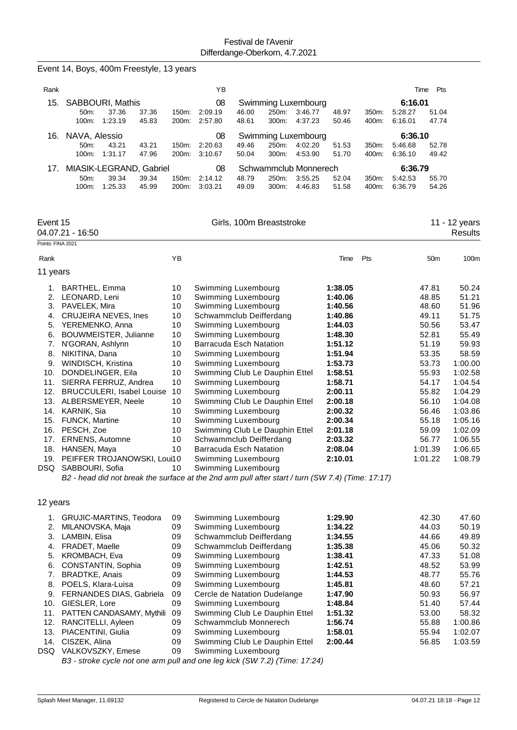Festival de l'Avenir
Differdange-Oberkorn, 4.7.2021

## Event 14, Boys, 400m Freestyle, 13 years

| Rank | Name | YB | Club | Time | Pts |
|---|---|---|---|---|---|
| 15. | SABBOURI, Mathis | 08 | Swimming Luxembourg | 6:16.01 | |
| | 50m: 37.36 (37.36) · 100m: 1:23.19 (45.83) · 150m: 2:09.19 (46.00) · 200m: 2:57.80 (48.61) · 250m: 3:46.77 (48.97) · 300m: 4:37.23 (50.46) · 350m: 5:28.27 (51.04) · 400m: 6:16.01 (47.74) | | | | |
| 16. | NAVA, Alessio | 08 | Swimming Luxembourg | 6:36.10 | |
| | 50m: 43.21 (43.21) · 100m: 1:31.17 (47.96) · 150m: 2:20.63 (49.46) · 200m: 3:10.67 (50.04) · 250m: 4:02.20 (51.53) · 300m: 4:53.90 (51.70) · 350m: 5:46.68 (52.78) · 400m: 6:36.10 (49.42) | | | | |
| 17. | MIASIK-LEGRAND, Gabriel | 08 | Schwammclub Monnerech | 6:36.79 | |
| | 50m: 39.34 (39.34) · 100m: 1:25.33 (45.99) · 150m: 2:14.12 (48.79) · 200m: 3:03.21 (49.09) · 250m: 3:55.25 (52.04) · 300m: 4:46.83 (51.58) · 350m: 5:42.53 (55.70) · 400m: 6:36.79 (54.26) | | | | |

## Event 15 — Girls, 100m Breaststroke — 11 - 12 years

04.07.21 - 16:50 — Results

Points: FINA 2021

### 11 years

| Rank | Name | YB | Club | Time | Pts | 50m | 100m |
|---|---|---|---|---|---|---|---|
| 1. | BARTHEL, Emma | 10 | Swimming Luxembourg | **1:38.05** | | 47.81 | 50.24 |
| 2. | LEONARD, Leni | 10 | Swimming Luxembourg | **1:40.06** | | 48.85 | 51.21 |
| 3. | PAVELEK, Mira | 10 | Swimming Luxembourg | **1:40.56** | | 48.60 | 51.96 |
| 4. | CRUJEIRA NEVES, Ines | 10 | Schwammclub Deifferdang | **1:40.86** | | 49.11 | 51.75 |
| 5. | YEREMENKO, Anna | 10 | Swimming Luxembourg | **1:44.03** | | 50.56 | 53.47 |
| 6. | BOUWMEISTER, Julianne | 10 | Swimming Luxembourg | **1:48.30** | | 52.81 | 55.49 |
| 7. | N'GORAN, Ashlynn | 10 | Barracuda Esch Natation | **1:51.12** | | 51.19 | 59.93 |
| 8. | NIKITINA, Dana | 10 | Swimming Luxembourg | **1:51.94** | | 53.35 | 58.59 |
| 9. | WINDISCH, Kristina | 10 | Swimming Luxembourg | **1:53.73** | | 53.73 | 1:00.00 |
| 10. | DONDELINGER, Eila | 10 | Swimming Club Le Dauphin Ettel | **1:58.51** | | 55.93 | 1:02.58 |
| 11. | SIERRA FERRUZ, Andrea | 10 | Swimming Luxembourg | **1:58.71** | | 54.17 | 1:04.54 |
| 12. | BRUCCULERI, Isabel Louise | 10 | Swimming Luxembourg | **2:00.11** | | 55.82 | 1:04.29 |
| 13. | ALBERSMEYER, Neele | 10 | Swimming Club Le Dauphin Ettel | **2:00.18** | | 56.10 | 1:04.08 |
| 14. | KARNIK, Sia | 10 | Swimming Luxembourg | **2:00.32** | | 56.46 | 1:03.86 |
| 15. | FUNCK, Martine | 10 | Swimming Luxembourg | **2:00.34** | | 55.18 | 1:05.16 |
| 16. | PESCH, Zoe | 10 | Swimming Club Le Dauphin Ettel | **2:01.18** | | 59.09 | 1:02.09 |
| 17. | ERNENS, Automne | 10 | Schwammclub Deifferdang | **2:03.32** | | 56.77 | 1:06.55 |
| 18. | HANSEN, Maya | 10 | Barracuda Esch Natation | **2:08.04** | | 1:01.39 | 1:06.65 |
| 19. | PEIFFER TROJANOWSKI, Loui | 10 | Swimming Luxembourg | **2:10.01** | | 1:01.22 | 1:08.79 |
| DSQ | SABBOURI, Sofia | 10 | Swimming Luxembourg | | | | |

*B2 - head did not break the surface at the 2nd arm pull after start / turn (SW 7.4) (Time: 17:17)*

### 12 years

| Rank | Name | YB | Club | Time | Pts | 50m | 100m |
|---|---|---|---|---|---|---|---|
| 1. | GRUJIC-MARTINS, Teodora | 09 | Swimming Luxembourg | **1:29.90** | | 42.30 | 47.60 |
| 2. | MILANOVSKA, Maja | 09 | Swimming Luxembourg | **1:34.22** | | 44.03 | 50.19 |
| 3. | LAMBIN, Elisa | 09 | Schwammclub Deifferdang | **1:34.55** | | 44.66 | 49.89 |
| 4. | FRADET, Maelle | 09 | Schwammclub Deifferdang | **1:35.38** | | 45.06 | 50.32 |
| 5. | KROMBACH, Eva | 09 | Swimming Luxembourg | **1:38.41** | | 47.33 | 51.08 |
| 6. | CONSTANTIN, Sophia | 09 | Swimming Luxembourg | **1:42.51** | | 48.52 | 53.99 |
| 7. | BRADTKE, Anais | 09 | Swimming Luxembourg | **1:44.53** | | 48.77 | 55.76 |
| 8. | POELS, Klara-Luisa | 09 | Swimming Luxembourg | **1:45.81** | | 48.60 | 57.21 |
| 9. | FERNANDES DIAS, Gabriela | 09 | Cercle de Natation Dudelange | **1:47.90** | | 50.93 | 56.97 |
| 10. | GIESLER, Lore | 09 | Swimming Luxembourg | **1:48.84** | | 51.40 | 57.44 |
| 11. | PATTEN CANDASAMY, Mythili | 09 | Swimming Club Le Dauphin Ettel | **1:51.32** | | 53.00 | 58.32 |
| 12. | RANCITELLI, Ayleen | 09 | Schwammclub Monnerech | **1:56.74** | | 55.88 | 1:00.86 |
| 13. | PIACENTINI, Giulia | 09 | Swimming Luxembourg | **1:58.01** | | 55.94 | 1:02.07 |
| 14. | CISZEK, Alina | 09 | Swimming Club Le Dauphin Ettel | **2:00.44** | | 56.85 | 1:03.59 |
| DSQ | VALKOVSZKY, Emese | 09 | Swimming Luxembourg | | | | |

*B3 - stroke cycle not one arm pull and one leg kick (SW 7.2) (Time: 17:24)*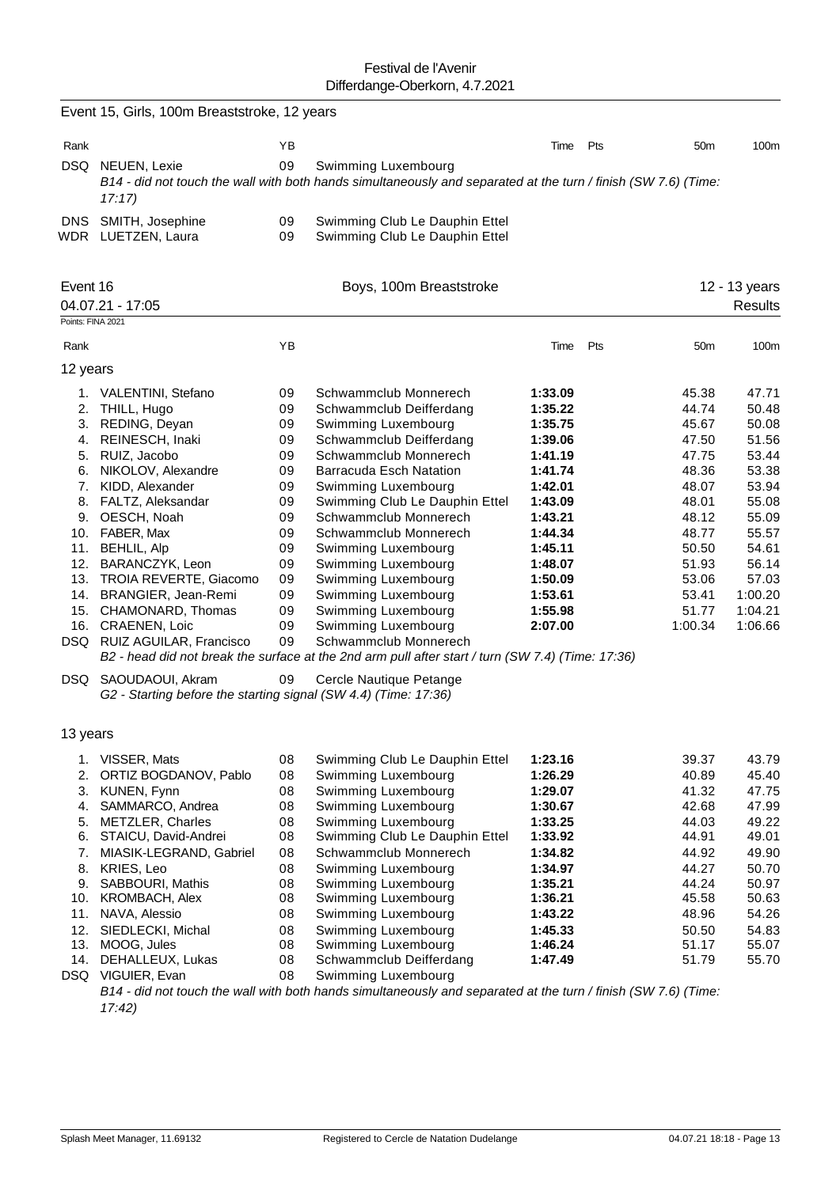Festival de l'Avenir
Differdange-Oberkorn, 4.7.2021

## Event 15, Girls, 100m Breaststroke, 12 years

| Rank | | YB | | Time | Pts | 50m | 100m |
|---|---|---|---|---|---|---|---|
| DSQ | NEUEN, Lexie | 09 | Swimming Luxembourg | | | | |
| | *B14 - did not touch the wall with both hands simultaneously and separated at the turn / finish (SW 7.6) (Time: 17:17)* | | | | | | |
| DNS | SMITH, Josephine | 09 | Swimming Club Le Dauphin Ettel | | | | |
| WDR | LUETZEN, Laura | 09 | Swimming Club Le Dauphin Ettel | | | | |

## Event 16 — Boys, 100m Breaststroke — 12 - 13 years

04.07.21 - 17:05 — Results

Points: FINA 2021

### 12 years

| Rank | | YB | | Time | Pts | 50m | 100m |
|---|---|---|---|---|---|---|---|
| 1. | VALENTINI, Stefano | 09 | Schwammclub Monnerech | **1:33.09** | | 45.38 | 47.71 |
| 2. | THILL, Hugo | 09 | Schwammclub Deifferdang | **1:35.22** | | 44.74 | 50.48 |
| 3. | REDING, Deyan | 09 | Swimming Luxembourg | **1:35.75** | | 45.67 | 50.08 |
| 4. | REINESCH, Inaki | 09 | Schwammclub Deifferdang | **1:39.06** | | 47.50 | 51.56 |
| 5. | RUIZ, Jacobo | 09 | Schwammclub Monnerech | **1:41.19** | | 47.75 | 53.44 |
| 6. | NIKOLOV, Alexandre | 09 | Barracuda Esch Natation | **1:41.74** | | 48.36 | 53.38 |
| 7. | KIDD, Alexander | 09 | Swimming Luxembourg | **1:42.01** | | 48.07 | 53.94 |
| 8. | FALTZ, Aleksandar | 09 | Swimming Club Le Dauphin Ettel | **1:43.09** | | 48.01 | 55.08 |
| 9. | OESCH, Noah | 09 | Schwammclub Monnerech | **1:43.21** | | 48.12 | 55.09 |
| 10. | FABER, Max | 09 | Schwammclub Monnerech | **1:44.34** | | 48.77 | 55.57 |
| 11. | BEHLIL, Alp | 09 | Swimming Luxembourg | **1:45.11** | | 50.50 | 54.61 |
| 12. | BARANCZYK, Leon | 09 | Swimming Luxembourg | **1:48.07** | | 51.93 | 56.14 |
| 13. | TROIA REVERTE, Giacomo | 09 | Swimming Luxembourg | **1:50.09** | | 53.06 | 57.03 |
| 14. | BRANGIER, Jean-Remi | 09 | Swimming Luxembourg | **1:53.61** | | 53.41 | 1:00.20 |
| 15. | CHAMONARD, Thomas | 09 | Swimming Luxembourg | **1:55.98** | | 51.77 | 1:04.21 |
| 16. | CRAENEN, Loic | 09 | Swimming Luxembourg | **2:07.00** | | 1:00.34 | 1:06.66 |
| DSQ | RUIZ AGUILAR, Francisco | 09 | Schwammclub Monnerech | | | | |
| | *B2 - head did not break the surface at the 2nd arm pull after start / turn (SW 7.4) (Time: 17:36)* | | | | | | |
| DSQ | SAOUDAOUI, Akram | 09 | Cercle Nautique Petange | | | | |
| | *G2 - Starting before the starting signal (SW 4.4) (Time: 17:36)* | | | | | | |

### 13 years

| Rank | | YB | | Time | Pts | 50m | 100m |
|---|---|---|---|---|---|---|---|
| 1. | VISSER, Mats | 08 | Swimming Club Le Dauphin Ettel | **1:23.16** | | 39.37 | 43.79 |
| 2. | ORTIZ BOGDANOV, Pablo | 08 | Swimming Luxembourg | **1:26.29** | | 40.89 | 45.40 |
| 3. | KUNEN, Fynn | 08 | Swimming Luxembourg | **1:29.07** | | 41.32 | 47.75 |
| 4. | SAMMARCO, Andrea | 08 | Swimming Luxembourg | **1:30.67** | | 42.68 | 47.99 |
| 5. | METZLER, Charles | 08 | Swimming Luxembourg | **1:33.25** | | 44.03 | 49.22 |
| 6. | STAICU, David-Andrei | 08 | Swimming Club Le Dauphin Ettel | **1:33.92** | | 44.91 | 49.01 |
| 7. | MIASIK-LEGRAND, Gabriel | 08 | Schwammclub Monnerech | **1:34.82** | | 44.92 | 49.90 |
| 8. | KRIES, Leo | 08 | Swimming Luxembourg | **1:34.97** | | 44.27 | 50.70 |
| 9. | SABBOURI, Mathis | 08 | Swimming Luxembourg | **1:35.21** | | 44.24 | 50.97 |
| 10. | KROMBACH, Alex | 08 | Swimming Luxembourg | **1:36.21** | | 45.58 | 50.63 |
| 11. | NAVA, Alessio | 08 | Swimming Luxembourg | **1:43.22** | | 48.96 | 54.26 |
| 12. | SIEDLECKI, Michal | 08 | Swimming Luxembourg | **1:45.33** | | 50.50 | 54.83 |
| 13. | MOOG, Jules | 08 | Swimming Luxembourg | **1:46.24** | | 51.17 | 55.07 |
| 14. | DEHALLEUX, Lukas | 08 | Schwammclub Deifferdang | **1:47.49** | | 51.79 | 55.70 |
| DSQ | VIGUIER, Evan | 08 | Swimming Luxembourg | | | | |
| | *B14 - did not touch the wall with both hands simultaneously and separated at the turn / finish (SW 7.6) (Time: 17:42)* | | | | | | |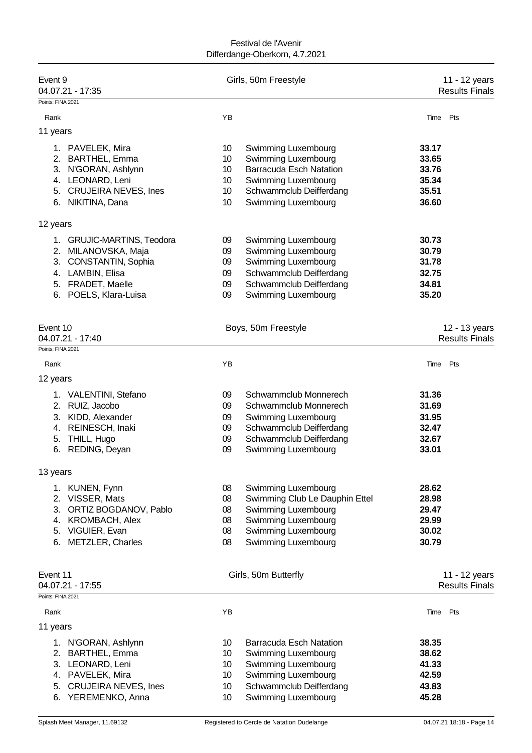Festival de l'Avenir
Differdange-Oberkorn, 4.7.2021

## Event 9 — Girls, 50m Freestyle — 11 - 12 years

04.07.21 - 17:35 — Results Finals

Points: FINA 2021

| Rank | | YB | | Time | Pts |
|---|---|---|---|---|---|
| **11 years** | | | | | |
| 1. | PAVELEK, Mira | 10 | Swimming Luxembourg | **33.17** | |
| 2. | BARTHEL, Emma | 10 | Swimming Luxembourg | **33.65** | |
| 3. | N'GORAN, Ashlynn | 10 | Barracuda Esch Natation | **33.76** | |
| 4. | LEONARD, Leni | 10 | Swimming Luxembourg | **35.34** | |
| 5. | CRUJEIRA NEVES, Ines | 10 | Schwammclub Deifferdang | **35.51** | |
| 6. | NIKITINA, Dana | 10 | Swimming Luxembourg | **36.60** | |
| **12 years** | | | | | |
| 1. | GRUJIC-MARTINS, Teodora | 09 | Swimming Luxembourg | **30.73** | |
| 2. | MILANOVSKA, Maja | 09 | Swimming Luxembourg | **30.79** | |
| 3. | CONSTANTIN, Sophia | 09 | Swimming Luxembourg | **31.78** | |
| 4. | LAMBIN, Elisa | 09 | Schwammclub Deifferdang | **32.75** | |
| 5. | FRADET, Maelle | 09 | Schwammclub Deifferdang | **34.81** | |
| 6. | POELS, Klara-Luisa | 09 | Swimming Luxembourg | **35.20** | |

## Event 10 — Boys, 50m Freestyle — 12 - 13 years

04.07.21 - 17:40 — Results Finals

Points: FINA 2021

| Rank | | YB | | Time | Pts |
|---|---|---|---|---|---|
| **12 years** | | | | | |
| 1. | VALENTINI, Stefano | 09 | Schwammclub Monnerech | **31.36** | |
| 2. | RUIZ, Jacobo | 09 | Schwammclub Monnerech | **31.69** | |
| 3. | KIDD, Alexander | 09 | Swimming Luxembourg | **31.95** | |
| 4. | REINESCH, Inaki | 09 | Schwammclub Deifferdang | **32.47** | |
| 5. | THILL, Hugo | 09 | Schwammclub Deifferdang | **32.67** | |
| 6. | REDING, Deyan | 09 | Swimming Luxembourg | **33.01** | |
| **13 years** | | | | | |
| 1. | KUNEN, Fynn | 08 | Swimming Luxembourg | **28.62** | |
| 2. | VISSER, Mats | 08 | Swimming Club Le Dauphin Ettel | **28.98** | |
| 3. | ORTIZ BOGDANOV, Pablo | 08 | Swimming Luxembourg | **29.47** | |
| 4. | KROMBACH, Alex | 08 | Swimming Luxembourg | **29.99** | |
| 5. | VIGUIER, Evan | 08 | Swimming Luxembourg | **30.02** | |
| 6. | METZLER, Charles | 08 | Swimming Luxembourg | **30.79** | |

## Event 11 — Girls, 50m Butterfly — 11 - 12 years

04.07.21 - 17:55 — Results Finals

Points: FINA 2021

| Rank | | YB | | Time | Pts |
|---|---|---|---|---|---|
| **11 years** | | | | | |
| 1. | N'GORAN, Ashlynn | 10 | Barracuda Esch Natation | **38.35** | |
| 2. | BARTHEL, Emma | 10 | Swimming Luxembourg | **38.62** | |
| 3. | LEONARD, Leni | 10 | Swimming Luxembourg | **41.33** | |
| 4. | PAVELEK, Mira | 10 | Swimming Luxembourg | **42.59** | |
| 5. | CRUJEIRA NEVES, Ines | 10 | Schwammclub Deifferdang | **43.83** | |
| 6. | YEREMENKO, Anna | 10 | Swimming Luxembourg | **45.28** | |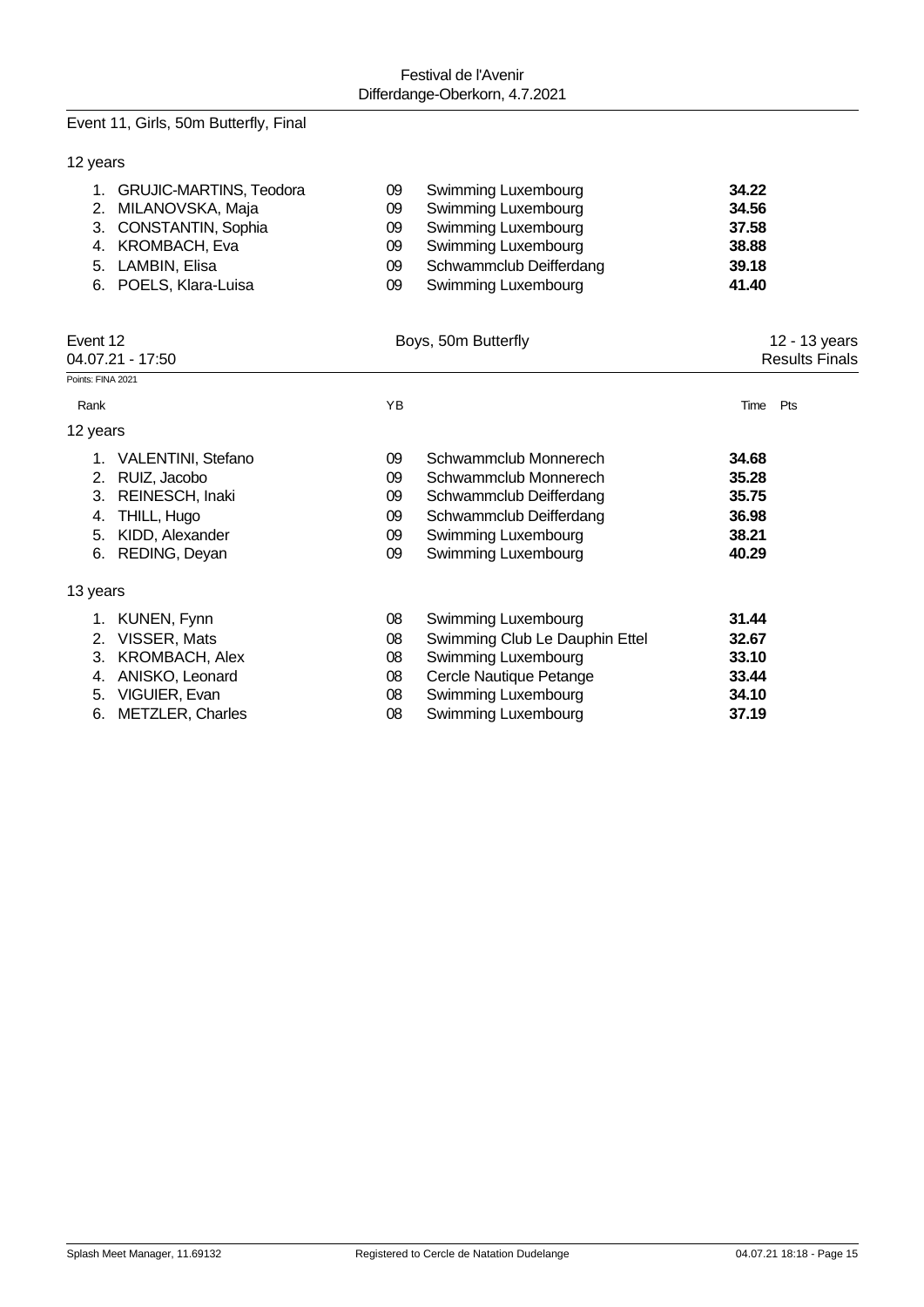Event 11, Girls, 50m Butterfly, Final

12 years

| Rank | Name | YB | Club | Time |
|---|---|---|---|---|
| 1. | GRUJIC-MARTINS, Teodora | 09 | Swimming Luxembourg | **34.22** |
| 2. | MILANOVSKA, Maja | 09 | Swimming Luxembourg | **34.56** |
| 3. | CONSTANTIN, Sophia | 09 | Swimming Luxembourg | **37.58** |
| 4. | KROMBACH, Eva | 09 | Swimming Luxembourg | **38.88** |
| 5. | LAMBIN, Elisa | 09 | Schwammclub Deifferdang | **39.18** |
| 6. | POELS, Klara-Luisa | 09 | Swimming Luxembourg | **41.40** |

## Event 12 — Boys, 50m Butterfly — 12 - 13 years

04.07.21 - 17:50 — Results Finals

Points: FINA 2021

12 years

| Rank | Name | YB | Club | Time | Pts |
|---|---|---|---|---|---|
| 1. | VALENTINI, Stefano | 09 | Schwammclub Monnerech | **34.68** | |
| 2. | RUIZ, Jacobo | 09 | Schwammclub Monnerech | **35.28** | |
| 3. | REINESCH, Inaki | 09 | Schwammclub Deifferdang | **35.75** | |
| 4. | THILL, Hugo | 09 | Schwammclub Deifferdang | **36.98** | |
| 5. | KIDD, Alexander | 09 | Swimming Luxembourg | **38.21** | |
| 6. | REDING, Deyan | 09 | Swimming Luxembourg | **40.29** | |

13 years

| Rank | Name | YB | Club | Time | Pts |
|---|---|---|---|---|---|
| 1. | KUNEN, Fynn | 08 | Swimming Luxembourg | **31.44** | |
| 2. | VISSER, Mats | 08 | Swimming Club Le Dauphin Ettel | **32.67** | |
| 3. | KROMBACH, Alex | 08 | Swimming Luxembourg | **33.10** | |
| 4. | ANISKO, Leonard | 08 | Cercle Nautique Petange | **33.44** | |
| 5. | VIGUIER, Evan | 08 | Swimming Luxembourg | **34.10** | |
| 6. | METZLER, Charles | 08 | Swimming Luxembourg | **37.19** | |